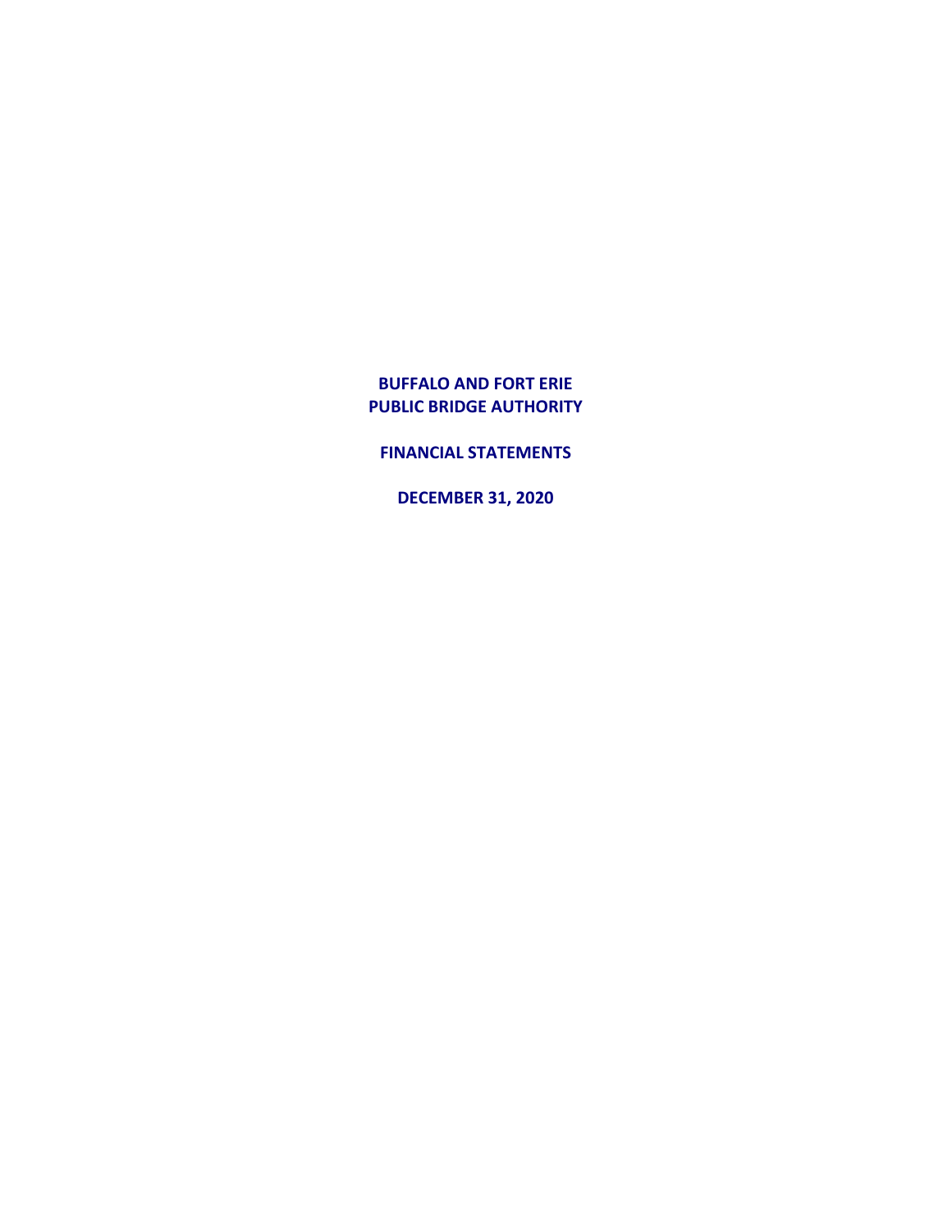# BUFFALO AND FORT ERIE
# PUBLIC BRIDGE AUTHORITY

## FINANCIAL STATEMENTS

## DECEMBER 31, 2020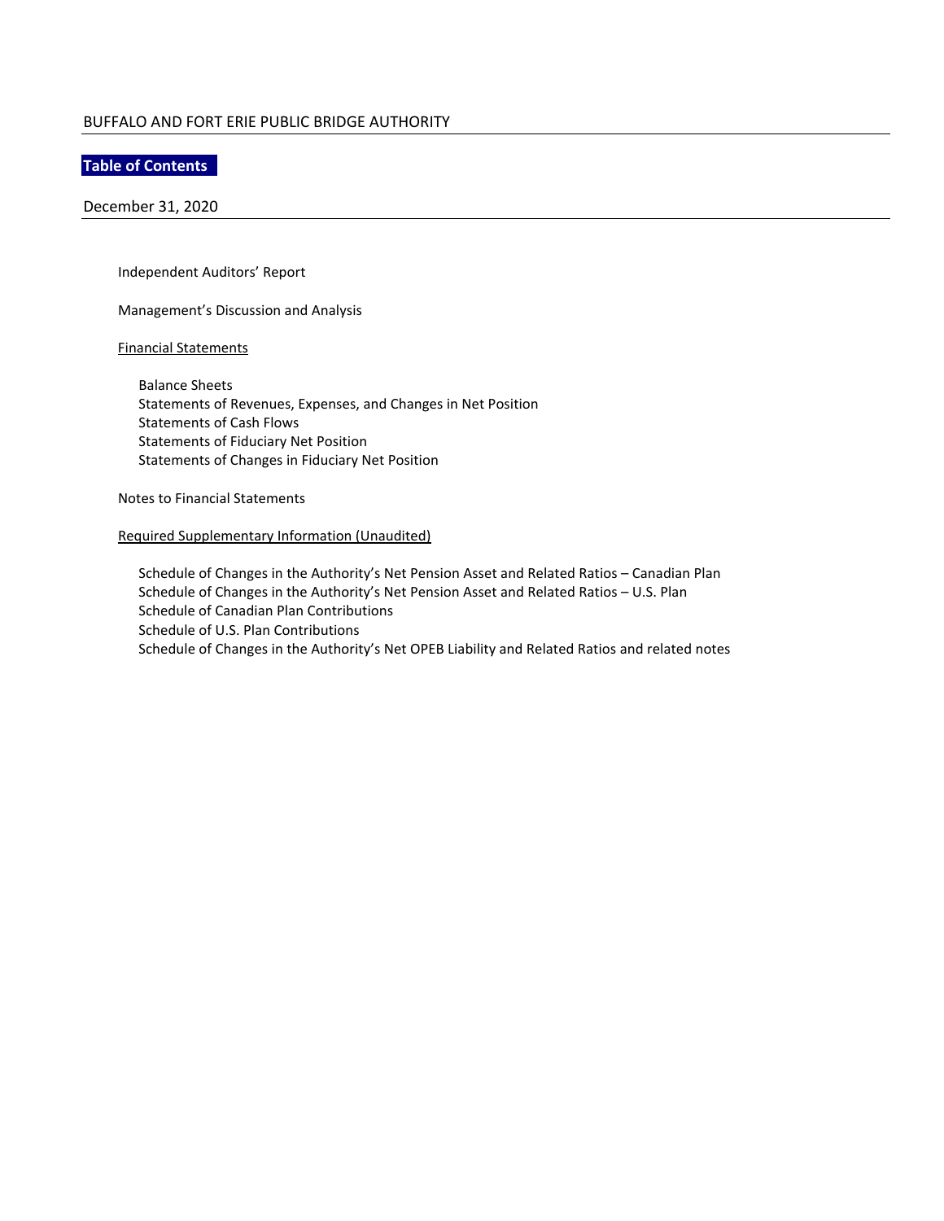BUFFALO AND FORT ERIE PUBLIC BRIDGE AUTHORITY

# Table of Contents

December 31, 2020

Independent Auditors' Report

Management's Discussion and Analysis

Financial Statements

- Balance Sheets
- Statements of Revenues, Expenses, and Changes in Net Position
- Statements of Cash Flows
- Statements of Fiduciary Net Position
- Statements of Changes in Fiduciary Net Position

Notes to Financial Statements

Required Supplementary Information (Unaudited)

- Schedule of Changes in the Authority's Net Pension Asset and Related Ratios – Canadian Plan
- Schedule of Changes in the Authority's Net Pension Asset and Related Ratios – U.S. Plan
- Schedule of Canadian Plan Contributions
- Schedule of U.S. Plan Contributions
- Schedule of Changes in the Authority's Net OPEB Liability and Related Ratios and related notes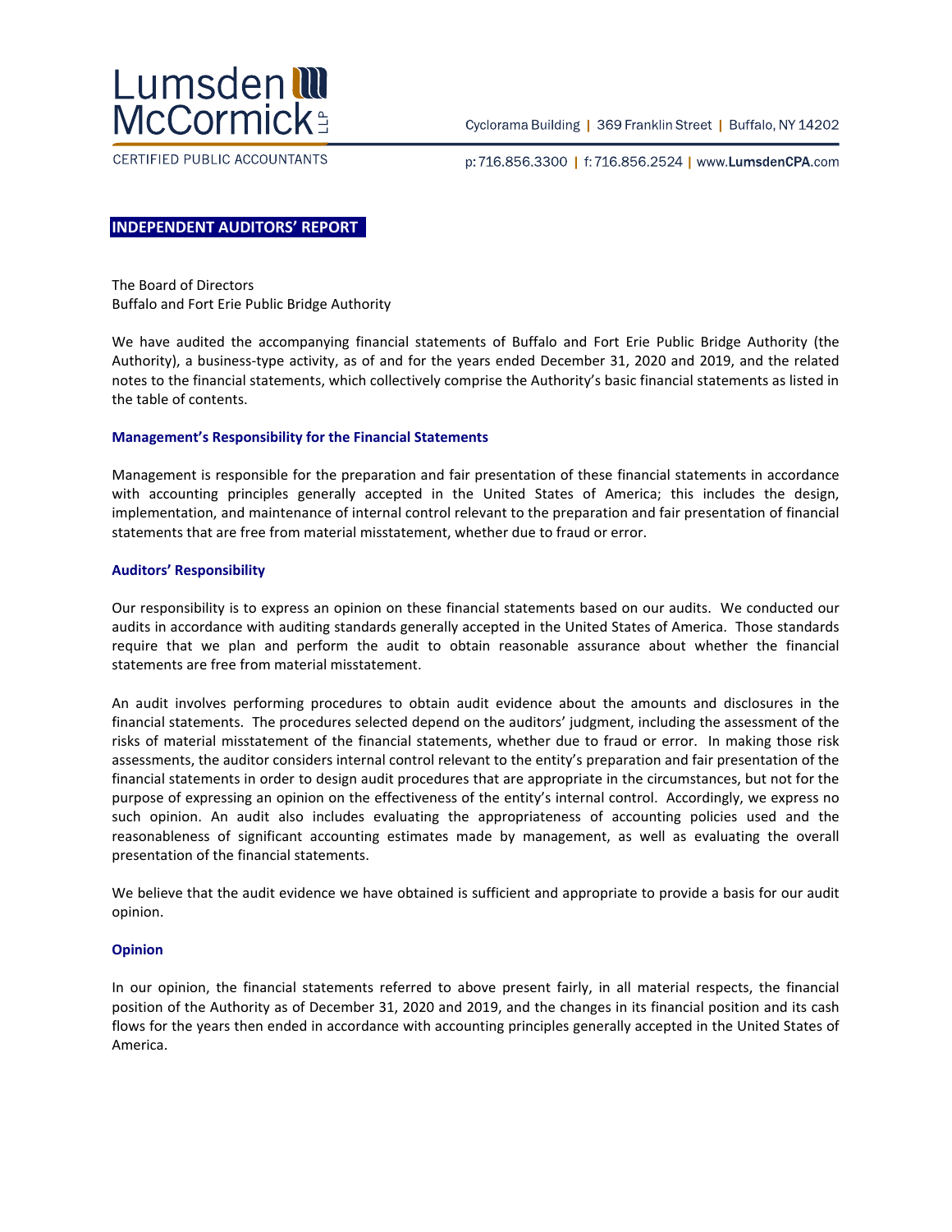Lumsden McCormick LLP

CERTIFIED PUBLIC ACCOUNTANTS

Cyclorama Building | 369 Franklin Street | Buffalo, NY 14202

p: 716.856.3300 | f: 716.856.2524 | www.LumsdenCPA.com

## INDEPENDENT AUDITORS' REPORT

The Board of Directors
Buffalo and Fort Erie Public Bridge Authority

We have audited the accompanying financial statements of Buffalo and Fort Erie Public Bridge Authority (the Authority), a business-type activity, as of and for the years ended December 31, 2020 and 2019, and the related notes to the financial statements, which collectively comprise the Authority's basic financial statements as listed in the table of contents.

### Management's Responsibility for the Financial Statements

Management is responsible for the preparation and fair presentation of these financial statements in accordance with accounting principles generally accepted in the United States of America; this includes the design, implementation, and maintenance of internal control relevant to the preparation and fair presentation of financial statements that are free from material misstatement, whether due to fraud or error.

### Auditors' Responsibility

Our responsibility is to express an opinion on these financial statements based on our audits. We conducted our audits in accordance with auditing standards generally accepted in the United States of America. Those standards require that we plan and perform the audit to obtain reasonable assurance about whether the financial statements are free from material misstatement.

An audit involves performing procedures to obtain audit evidence about the amounts and disclosures in the financial statements. The procedures selected depend on the auditors' judgment, including the assessment of the risks of material misstatement of the financial statements, whether due to fraud or error. In making those risk assessments, the auditor considers internal control relevant to the entity's preparation and fair presentation of the financial statements in order to design audit procedures that are appropriate in the circumstances, but not for the purpose of expressing an opinion on the effectiveness of the entity's internal control. Accordingly, we express no such opinion. An audit also includes evaluating the appropriateness of accounting policies used and the reasonableness of significant accounting estimates made by management, as well as evaluating the overall presentation of the financial statements.

We believe that the audit evidence we have obtained is sufficient and appropriate to provide a basis for our audit opinion.

### Opinion

In our opinion, the financial statements referred to above present fairly, in all material respects, the financial position of the Authority as of December 31, 2020 and 2019, and the changes in its financial position and its cash flows for the years then ended in accordance with accounting principles generally accepted in the United States of America.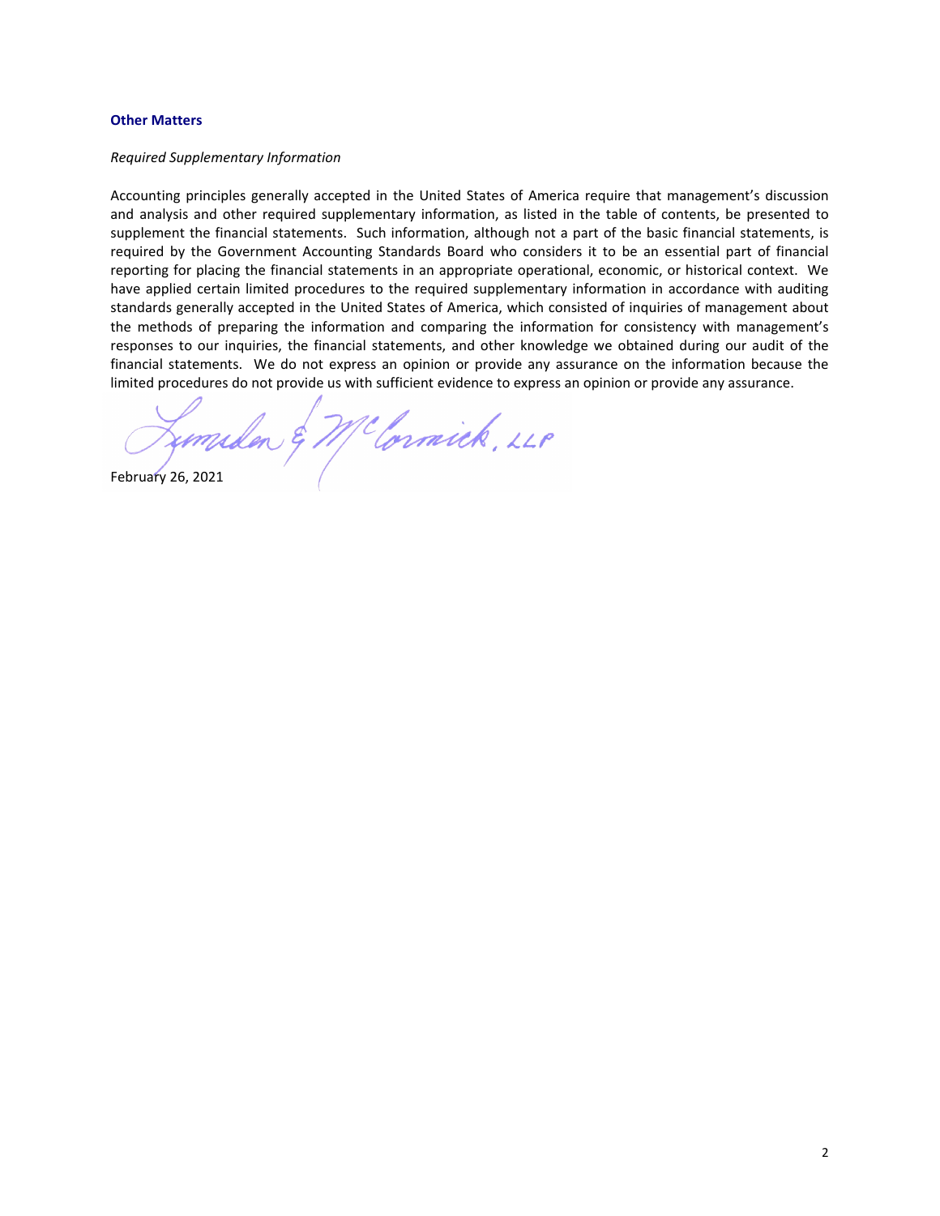## Other Matters

*Required Supplementary Information*

Accounting principles generally accepted in the United States of America require that management's discussion and analysis and other required supplementary information, as listed in the table of contents, be presented to supplement the financial statements. Such information, although not a part of the basic financial statements, is required by the Government Accounting Standards Board who considers it to be an essential part of financial reporting for placing the financial statements in an appropriate operational, economic, or historical context. We have applied certain limited procedures to the required supplementary information in accordance with auditing standards generally accepted in the United States of America, which consisted of inquiries of management about the methods of preparing the information and comparing the information for consistency with management's responses to our inquiries, the financial statements, and other knowledge we obtained during our audit of the financial statements. We do not express an opinion or provide any assurance on the information because the limited procedures do not provide us with sufficient evidence to express an opinion or provide any assurance.

Lumsden & McCormick, LLP

February 26, 2021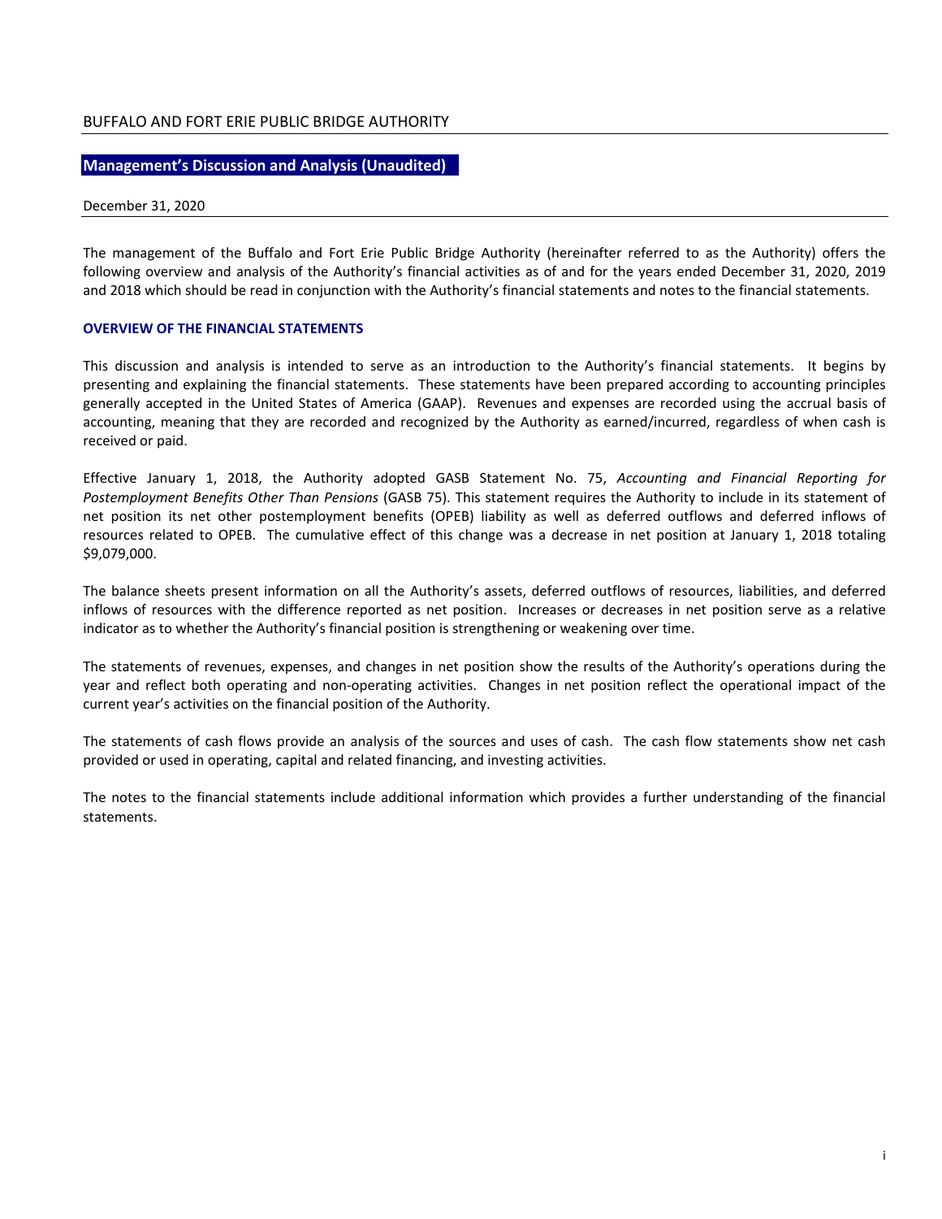BUFFALO AND FORT ERIE PUBLIC BRIDGE AUTHORITY

## Management's Discussion and Analysis (Unaudited)

December 31, 2020

The management of the Buffalo and Fort Erie Public Bridge Authority (hereinafter referred to as the Authority) offers the following overview and analysis of the Authority's financial activities as of and for the years ended December 31, 2020, 2019 and 2018 which should be read in conjunction with the Authority's financial statements and notes to the financial statements.

### OVERVIEW OF THE FINANCIAL STATEMENTS

This discussion and analysis is intended to serve as an introduction to the Authority's financial statements. It begins by presenting and explaining the financial statements. These statements have been prepared according to accounting principles generally accepted in the United States of America (GAAP). Revenues and expenses are recorded using the accrual basis of accounting, meaning that they are recorded and recognized by the Authority as earned/incurred, regardless of when cash is received or paid.

Effective January 1, 2018, the Authority adopted GASB Statement No. 75, *Accounting and Financial Reporting for Postemployment Benefits Other Than Pensions* (GASB 75). This statement requires the Authority to include in its statement of net position its net other postemployment benefits (OPEB) liability as well as deferred outflows and deferred inflows of resources related to OPEB. The cumulative effect of this change was a decrease in net position at January 1, 2018 totaling $9,079,000.

The balance sheets present information on all the Authority's assets, deferred outflows of resources, liabilities, and deferred inflows of resources with the difference reported as net position. Increases or decreases in net position serve as a relative indicator as to whether the Authority's financial position is strengthening or weakening over time.

The statements of revenues, expenses, and changes in net position show the results of the Authority's operations during the year and reflect both operating and non-operating activities. Changes in net position reflect the operational impact of the current year's activities on the financial position of the Authority.

The statements of cash flows provide an analysis of the sources and uses of cash. The cash flow statements show net cash provided or used in operating, capital and related financing, and investing activities.

The notes to the financial statements include additional information which provides a further understanding of the financial statements.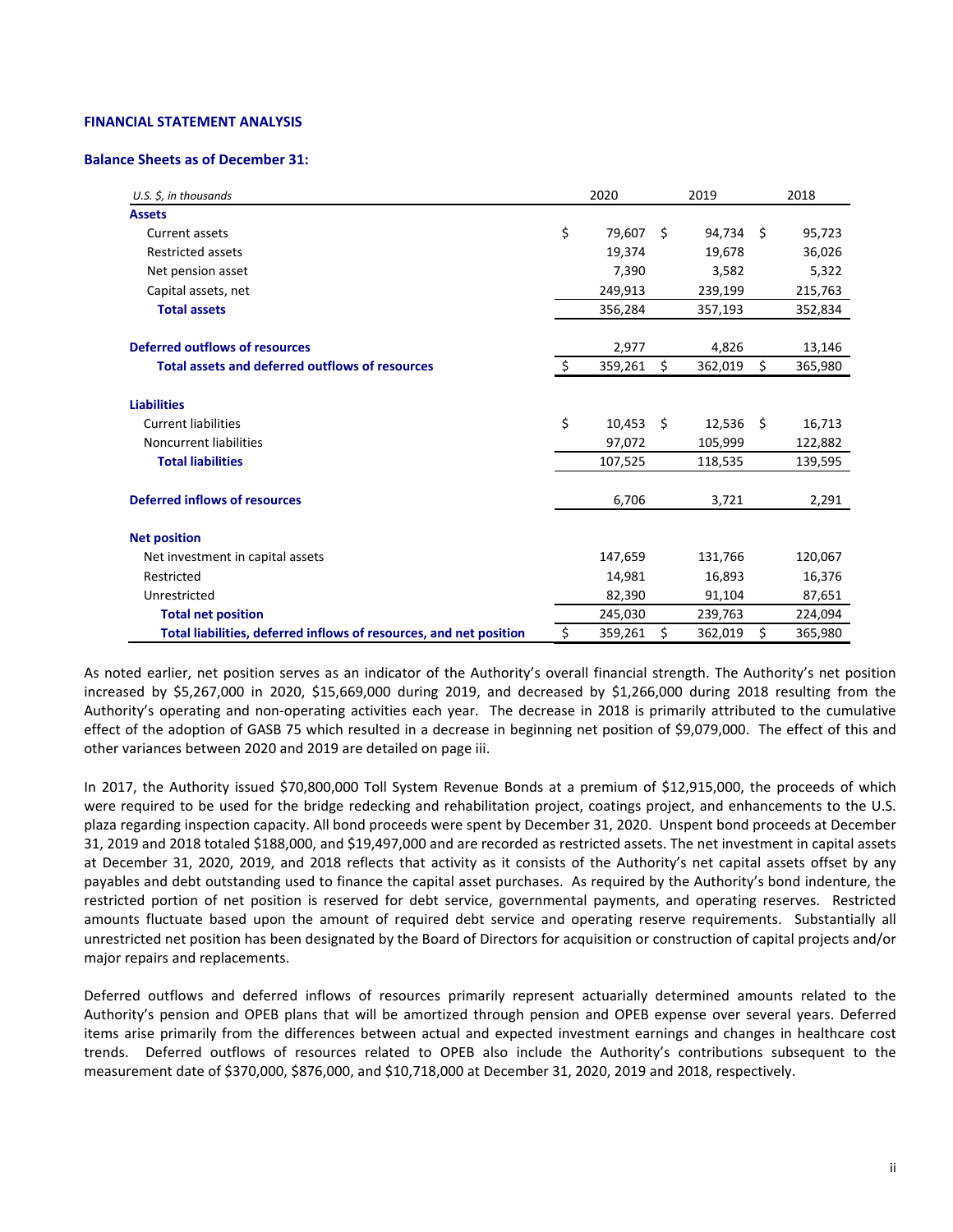## FINANCIAL STATEMENT ANALYSIS

### Balance Sheets as of December 31:

| *U.S. $, in thousands* | 2020 | 2019 | 2018 |
|---|---|---|---|
| **Assets** | | | |
| Current assets | $ 79,607 | $ 94,734 | $ 95,723 |
| Restricted assets | 19,374 | 19,678 | 36,026 |
| Net pension asset | 7,390 | 3,582 | 5,322 |
| Capital assets, net | 249,913 | 239,199 | 215,763 |
| **Total assets** | 356,284 | 357,193 | 352,834 |
| **Deferred outflows of resources** | 2,977 | 4,826 | 13,146 |
| **Total assets and deferred outflows of resources** | $ 359,261 | $ 362,019 | $ 365,980 |
| **Liabilities** | | | |
| Current liabilities | $ 10,453 | $ 12,536 | $ 16,713 |
| Noncurrent liabilities | 97,072 | 105,999 | 122,882 |
| **Total liabilities** | 107,525 | 118,535 | 139,595 |
| **Deferred inflows of resources** | 6,706 | 3,721 | 2,291 |
| **Net position** | | | |
| Net investment in capital assets | 147,659 | 131,766 | 120,067 |
| Restricted | 14,981 | 16,893 | 16,376 |
| Unrestricted | 82,390 | 91,104 | 87,651 |
| **Total net position** | 245,030 | 239,763 | 224,094 |
| **Total liabilities, deferred inflows of resources, and net position** | $ 359,261 | $ 362,019 | $ 365,980 |

As noted earlier, net position serves as an indicator of the Authority's overall financial strength. The Authority's net position increased by $5,267,000 in 2020, $15,669,000 during 2019, and decreased by $1,266,000 during 2018 resulting from the Authority's operating and non-operating activities each year. The decrease in 2018 is primarily attributed to the cumulative effect of the adoption of GASB 75 which resulted in a decrease in beginning net position of $9,079,000. The effect of this and other variances between 2020 and 2019 are detailed on page iii.

In 2017, the Authority issued $70,800,000 Toll System Revenue Bonds at a premium of $12,915,000, the proceeds of which were required to be used for the bridge redecking and rehabilitation project, coatings project, and enhancements to the U.S. plaza regarding inspection capacity. All bond proceeds were spent by December 31, 2020. Unspent bond proceeds at December 31, 2019 and 2018 totaled $188,000, and $19,497,000 and are recorded as restricted assets. The net investment in capital assets at December 31, 2020, 2019, and 2018 reflects that activity as it consists of the Authority's net capital assets offset by any payables and debt outstanding used to finance the capital asset purchases. As required by the Authority's bond indenture, the restricted portion of net position is reserved for debt service, governmental payments, and operating reserves. Restricted amounts fluctuate based upon the amount of required debt service and operating reserve requirements. Substantially all unrestricted net position has been designated by the Board of Directors for acquisition or construction of capital projects and/or major repairs and replacements.

Deferred outflows and deferred inflows of resources primarily represent actuarially determined amounts related to the Authority's pension and OPEB plans that will be amortized through pension and OPEB expense over several years. Deferred items arise primarily from the differences between actual and expected investment earnings and changes in healthcare cost trends. Deferred outflows of resources related to OPEB also include the Authority's contributions subsequent to the measurement date of $370,000, $876,000, and $10,718,000 at December 31, 2020, 2019 and 2018, respectively.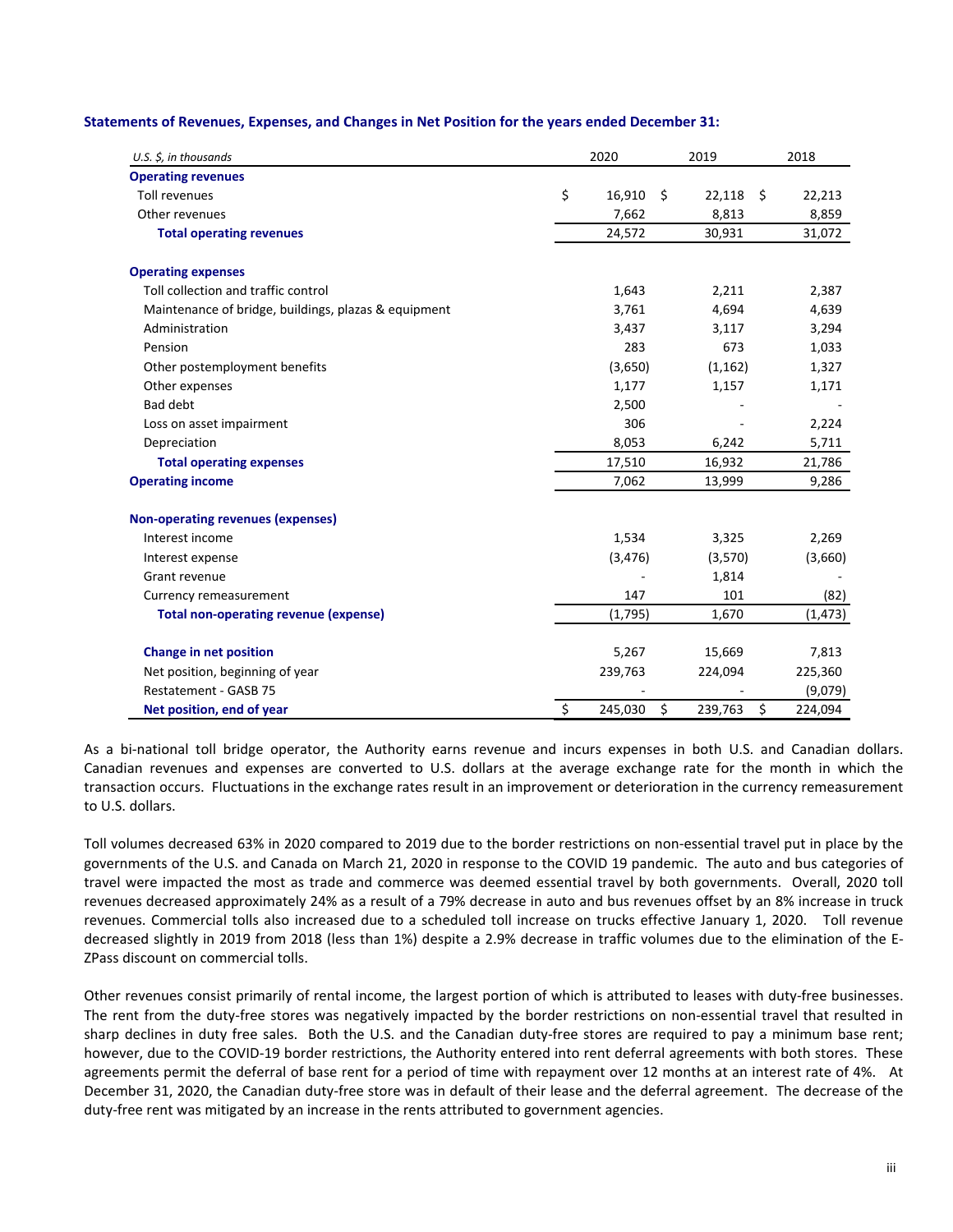**Statements of Revenues, Expenses, and Changes in Net Position for the years ended December 31:**

| *U.S. $, in thousands* | 2020 | 2019 | 2018 |
|---|---|---|---|
| **Operating revenues** | | | |
| Toll revenues | $ 16,910 | $ 22,118 | $ 22,213 |
| Other revenues | 7,662 | 8,813 | 8,859 |
| **Total operating revenues** | 24,572 | 30,931 | 31,072 |
| **Operating expenses** | | | |
| Toll collection and traffic control | 1,643 | 2,211 | 2,387 |
| Maintenance of bridge, buildings, plazas & equipment | 3,761 | 4,694 | 4,639 |
| Administration | 3,437 | 3,117 | 3,294 |
| Pension | 283 | 673 | 1,033 |
| Other postemployment benefits | (3,650) | (1,162) | 1,327 |
| Other expenses | 1,177 | 1,157 | 1,171 |
| Bad debt | 2,500 | - | - |
| Loss on asset impairment | 306 | - | 2,224 |
| Depreciation | 8,053 | 6,242 | 5,711 |
| **Total operating expenses** | 17,510 | 16,932 | 21,786 |
| **Operating income** | 7,062 | 13,999 | 9,286 |
| **Non-operating revenues (expenses)** | | | |
| Interest income | 1,534 | 3,325 | 2,269 |
| Interest expense | (3,476) | (3,570) | (3,660) |
| Grant revenue | - | 1,814 | - |
| Currency remeasurement | 147 | 101 | (82) |
| **Total non-operating revenue (expense)** | (1,795) | 1,670 | (1,473) |
| **Change in net position** | 5,267 | 15,669 | 7,813 |
| Net position, beginning of year | 239,763 | 224,094 | 225,360 |
| Restatement - GASB 75 | - | - | (9,079) |
| **Net position, end of year** | $ 245,030 | $ 239,763 | $ 224,094 |

As a bi-national toll bridge operator, the Authority earns revenue and incurs expenses in both U.S. and Canadian dollars. Canadian revenues and expenses are converted to U.S. dollars at the average exchange rate for the month in which the transaction occurs. Fluctuations in the exchange rates result in an improvement or deterioration in the currency remeasurement to U.S. dollars.

Toll volumes decreased 63% in 2020 compared to 2019 due to the border restrictions on non-essential travel put in place by the governments of the U.S. and Canada on March 21, 2020 in response to the COVID 19 pandemic. The auto and bus categories of travel were impacted the most as trade and commerce was deemed essential travel by both governments. Overall, 2020 toll revenues decreased approximately 24% as a result of a 79% decrease in auto and bus revenues offset by an 8% increase in truck revenues. Commercial tolls also increased due to a scheduled toll increase on trucks effective January 1, 2020. Toll revenue decreased slightly in 2019 from 2018 (less than 1%) despite a 2.9% decrease in traffic volumes due to the elimination of the E-ZPass discount on commercial tolls.

Other revenues consist primarily of rental income, the largest portion of which is attributed to leases with duty-free businesses. The rent from the duty-free stores was negatively impacted by the border restrictions on non-essential travel that resulted in sharp declines in duty free sales. Both the U.S. and the Canadian duty-free stores are required to pay a minimum base rent; however, due to the COVID-19 border restrictions, the Authority entered into rent deferral agreements with both stores. These agreements permit the deferral of base rent for a period of time with repayment over 12 months at an interest rate of 4%. At December 31, 2020, the Canadian duty-free store was in default of their lease and the deferral agreement. The decrease of the duty-free rent was mitigated by an increase in the rents attributed to government agencies.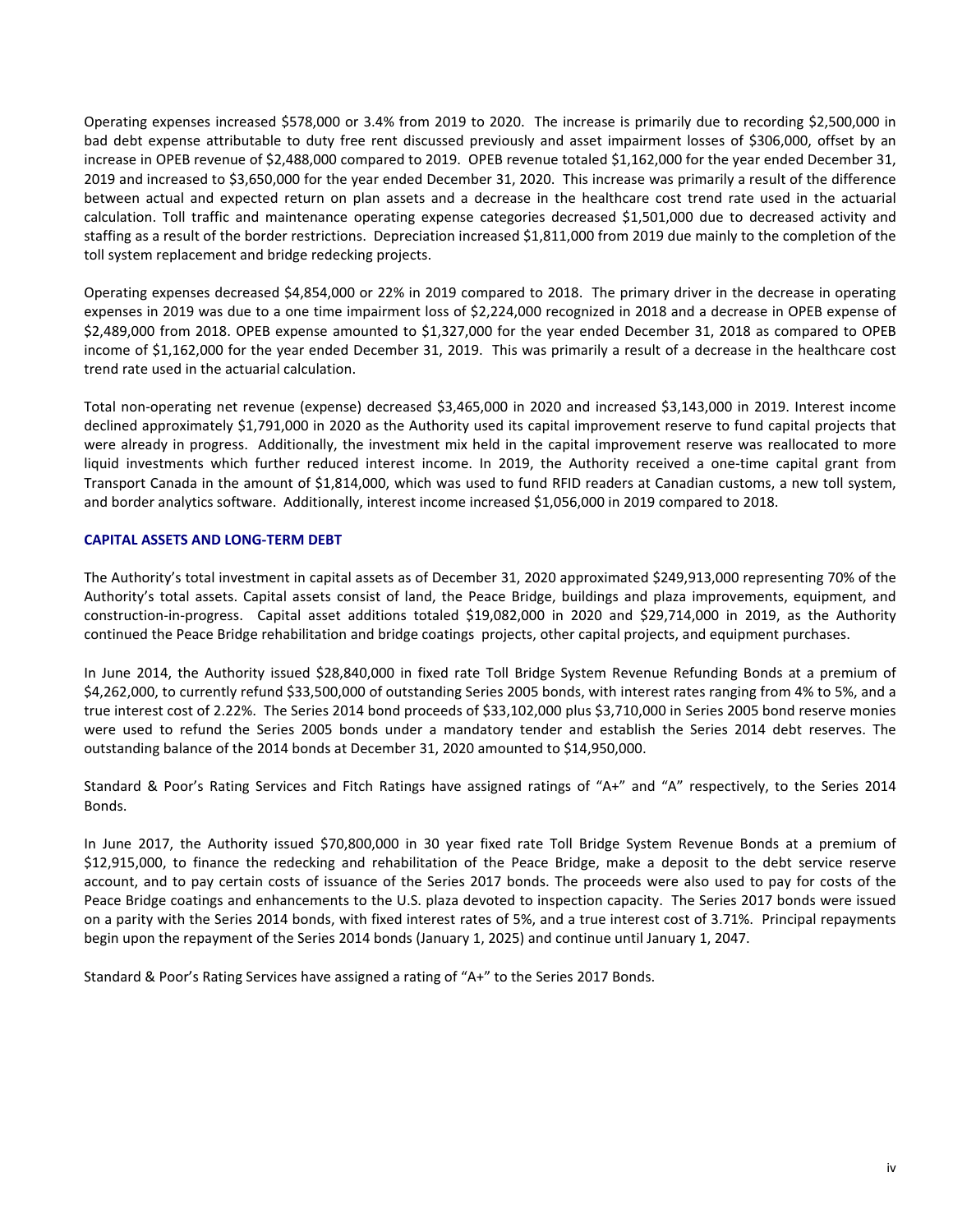Operating expenses increased $578,000 or 3.4% from 2019 to 2020. The increase is primarily due to recording $2,500,000 in bad debt expense attributable to duty free rent discussed previously and asset impairment losses of $306,000, offset by an increase in OPEB revenue of $2,488,000 compared to 2019. OPEB revenue totaled $1,162,000 for the year ended December 31, 2019 and increased to $3,650,000 for the year ended December 31, 2020. This increase was primarily a result of the difference between actual and expected return on plan assets and a decrease in the healthcare cost trend rate used in the actuarial calculation. Toll traffic and maintenance operating expense categories decreased $1,501,000 due to decreased activity and staffing as a result of the border restrictions. Depreciation increased $1,811,000 from 2019 due mainly to the completion of the toll system replacement and bridge redecking projects.

Operating expenses decreased $4,854,000 or 22% in 2019 compared to 2018. The primary driver in the decrease in operating expenses in 2019 was due to a one time impairment loss of $2,224,000 recognized in 2018 and a decrease in OPEB expense of $2,489,000 from 2018. OPEB expense amounted to $1,327,000 for the year ended December 31, 2018 as compared to OPEB income of $1,162,000 for the year ended December 31, 2019. This was primarily a result of a decrease in the healthcare cost trend rate used in the actuarial calculation.

Total non-operating net revenue (expense) decreased $3,465,000 in 2020 and increased $3,143,000 in 2019. Interest income declined approximately $1,791,000 in 2020 as the Authority used its capital improvement reserve to fund capital projects that were already in progress. Additionally, the investment mix held in the capital improvement reserve was reallocated to more liquid investments which further reduced interest income. In 2019, the Authority received a one-time capital grant from Transport Canada in the amount of $1,814,000, which was used to fund RFID readers at Canadian customs, a new toll system, and border analytics software. Additionally, interest income increased $1,056,000 in 2019 compared to 2018.

## CAPITAL ASSETS AND LONG-TERM DEBT

The Authority's total investment in capital assets as of December 31, 2020 approximated $249,913,000 representing 70% of the Authority's total assets. Capital assets consist of land, the Peace Bridge, buildings and plaza improvements, equipment, and construction-in-progress. Capital asset additions totaled $19,082,000 in 2020 and $29,714,000 in 2019, as the Authority continued the Peace Bridge rehabilitation and bridge coatings projects, other capital projects, and equipment purchases.

In June 2014, the Authority issued $28,840,000 in fixed rate Toll Bridge System Revenue Refunding Bonds at a premium of $4,262,000, to currently refund $33,500,000 of outstanding Series 2005 bonds, with interest rates ranging from 4% to 5%, and a true interest cost of 2.22%. The Series 2014 bond proceeds of $33,102,000 plus $3,710,000 in Series 2005 bond reserve monies were used to refund the Series 2005 bonds under a mandatory tender and establish the Series 2014 debt reserves. The outstanding balance of the 2014 bonds at December 31, 2020 amounted to $14,950,000.

Standard & Poor's Rating Services and Fitch Ratings have assigned ratings of "A+" and "A" respectively, to the Series 2014 Bonds.

In June 2017, the Authority issued $70,800,000 in 30 year fixed rate Toll Bridge System Revenue Bonds at a premium of $12,915,000, to finance the redecking and rehabilitation of the Peace Bridge, make a deposit to the debt service reserve account, and to pay certain costs of issuance of the Series 2017 bonds. The proceeds were also used to pay for costs of the Peace Bridge coatings and enhancements to the U.S. plaza devoted to inspection capacity. The Series 2017 bonds were issued on a parity with the Series 2014 bonds, with fixed interest rates of 5%, and a true interest cost of 3.71%. Principal repayments begin upon the repayment of the Series 2014 bonds (January 1, 2025) and continue until January 1, 2047.

Standard & Poor's Rating Services have assigned a rating of "A+" to the Series 2017 Bonds.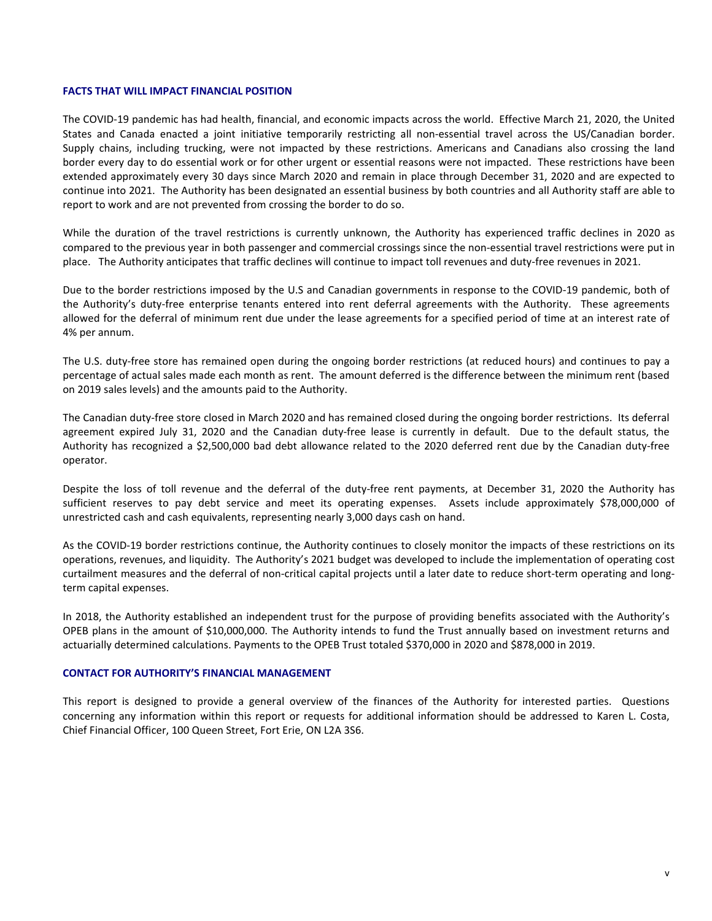## FACTS THAT WILL IMPACT FINANCIAL POSITION

The COVID-19 pandemic has had health, financial, and economic impacts across the world. Effective March 21, 2020, the United States and Canada enacted a joint initiative temporarily restricting all non-essential travel across the US/Canadian border. Supply chains, including trucking, were not impacted by these restrictions. Americans and Canadians also crossing the land border every day to do essential work or for other urgent or essential reasons were not impacted. These restrictions have been extended approximately every 30 days since March 2020 and remain in place through December 31, 2020 and are expected to continue into 2021. The Authority has been designated an essential business by both countries and all Authority staff are able to report to work and are not prevented from crossing the border to do so.

While the duration of the travel restrictions is currently unknown, the Authority has experienced traffic declines in 2020 as compared to the previous year in both passenger and commercial crossings since the non-essential travel restrictions were put in place. The Authority anticipates that traffic declines will continue to impact toll revenues and duty-free revenues in 2021.

Due to the border restrictions imposed by the U.S and Canadian governments in response to the COVID-19 pandemic, both of the Authority's duty-free enterprise tenants entered into rent deferral agreements with the Authority. These agreements allowed for the deferral of minimum rent due under the lease agreements for a specified period of time at an interest rate of 4% per annum.

The U.S. duty-free store has remained open during the ongoing border restrictions (at reduced hours) and continues to pay a percentage of actual sales made each month as rent. The amount deferred is the difference between the minimum rent (based on 2019 sales levels) and the amounts paid to the Authority.

The Canadian duty-free store closed in March 2020 and has remained closed during the ongoing border restrictions. Its deferral agreement expired July 31, 2020 and the Canadian duty-free lease is currently in default. Due to the default status, the Authority has recognized a $2,500,000 bad debt allowance related to the 2020 deferred rent due by the Canadian duty-free operator.

Despite the loss of toll revenue and the deferral of the duty-free rent payments, at December 31, 2020 the Authority has sufficient reserves to pay debt service and meet its operating expenses. Assets include approximately $78,000,000 of unrestricted cash and cash equivalents, representing nearly 3,000 days cash on hand.

As the COVID-19 border restrictions continue, the Authority continues to closely monitor the impacts of these restrictions on its operations, revenues, and liquidity. The Authority's 2021 budget was developed to include the implementation of operating cost curtailment measures and the deferral of non-critical capital projects until a later date to reduce short-term operating and long-term capital expenses.

In 2018, the Authority established an independent trust for the purpose of providing benefits associated with the Authority's OPEB plans in the amount of $10,000,000. The Authority intends to fund the Trust annually based on investment returns and actuarially determined calculations. Payments to the OPEB Trust totaled $370,000 in 2020 and $878,000 in 2019.

## CONTACT FOR AUTHORITY'S FINANCIAL MANAGEMENT

This report is designed to provide a general overview of the finances of the Authority for interested parties. Questions concerning any information within this report or requests for additional information should be addressed to Karen L. Costa, Chief Financial Officer, 100 Queen Street, Fort Erie, ON L2A 3S6.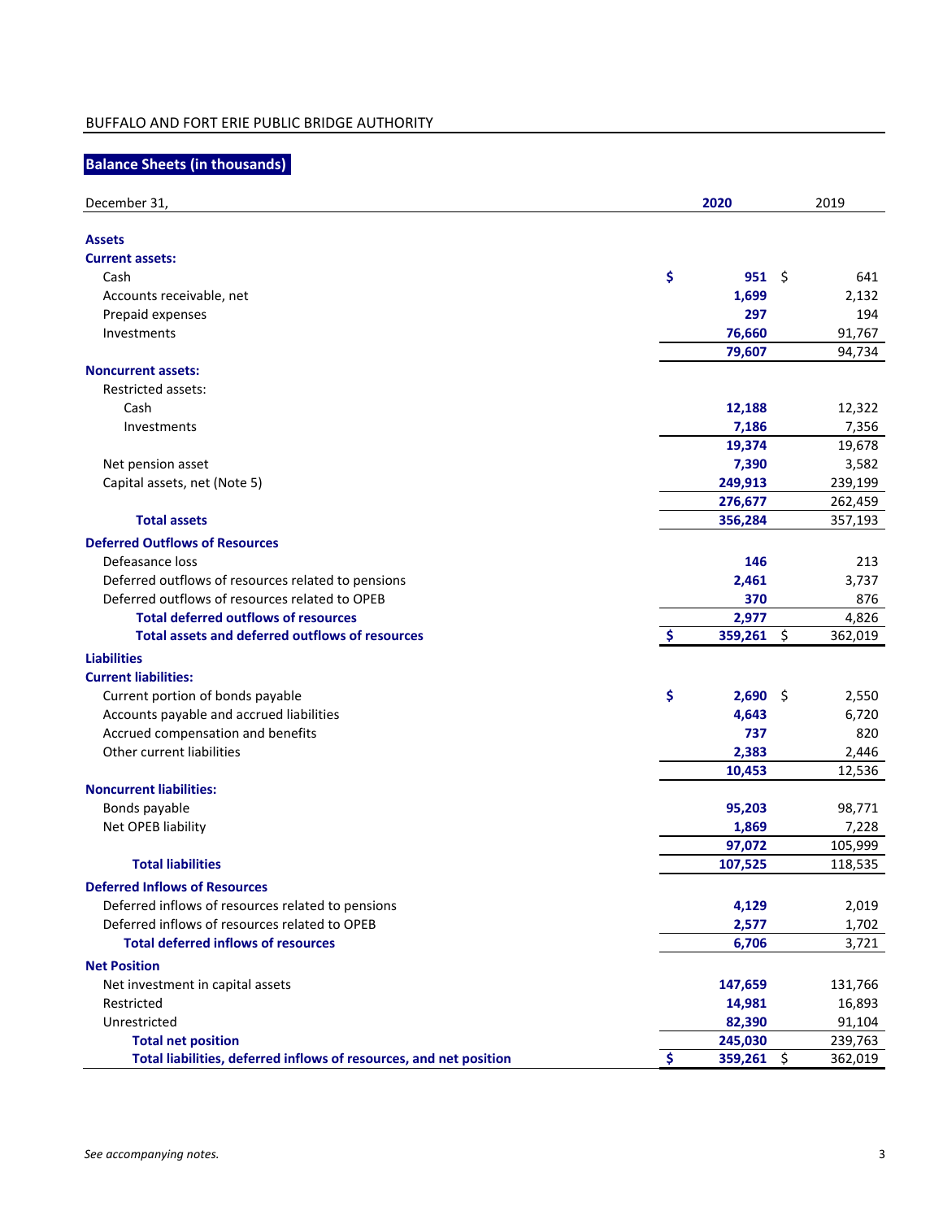BUFFALO AND FORT ERIE PUBLIC BRIDGE AUTHORITY

## Balance Sheets (in thousands)

| December 31, | 2020 | 2019 |
|---|---|---|
| **Assets** | | |
| **Current assets:** | | |
| Cash | $ 951 | $ 641 |
| Accounts receivable, net | 1,699 | 2,132 |
| Prepaid expenses | 297 | 194 |
| Investments | 76,660 | 91,767 |
| | 79,607 | 94,734 |
| **Noncurrent assets:** | | |
| Restricted assets: | | |
| Cash | 12,188 | 12,322 |
| Investments | 7,186 | 7,356 |
| | 19,374 | 19,678 |
| Net pension asset | 7,390 | 3,582 |
| Capital assets, net (Note 5) | 249,913 | 239,199 |
| | 276,677 | 262,459 |
| **Total assets** | 356,284 | 357,193 |
| **Deferred Outflows of Resources** | | |
| Defeasance loss | 146 | 213 |
| Deferred outflows of resources related to pensions | 2,461 | 3,737 |
| Deferred outflows of resources related to OPEB | 370 | 876 |
| **Total deferred outflows of resources** | 2,977 | 4,826 |
| **Total assets and deferred outflows of resources** | $ 359,261 | $ 362,019 |
| **Liabilities** | | |
| **Current liabilities:** | | |
| Current portion of bonds payable | $ 2,690 | $ 2,550 |
| Accounts payable and accrued liabilities | 4,643 | 6,720 |
| Accrued compensation and benefits | 737 | 820 |
| Other current liabilities | 2,383 | 2,446 |
| | 10,453 | 12,536 |
| **Noncurrent liabilities:** | | |
| Bonds payable | 95,203 | 98,771 |
| Net OPEB liability | 1,869 | 7,228 |
| | 97,072 | 105,999 |
| **Total liabilities** | 107,525 | 118,535 |
| **Deferred Inflows of Resources** | | |
| Deferred inflows of resources related to pensions | 4,129 | 2,019 |
| Deferred inflows of resources related to OPEB | 2,577 | 1,702 |
| **Total deferred inflows of resources** | 6,706 | 3,721 |
| **Net Position** | | |
| Net investment in capital assets | 147,659 | 131,766 |
| Restricted | 14,981 | 16,893 |
| Unrestricted | 82,390 | 91,104 |
| **Total net position** | 245,030 | 239,763 |
| **Total liabilities, deferred inflows of resources, and net position** | $ 359,261 | $ 362,019 |

*See accompanying notes.*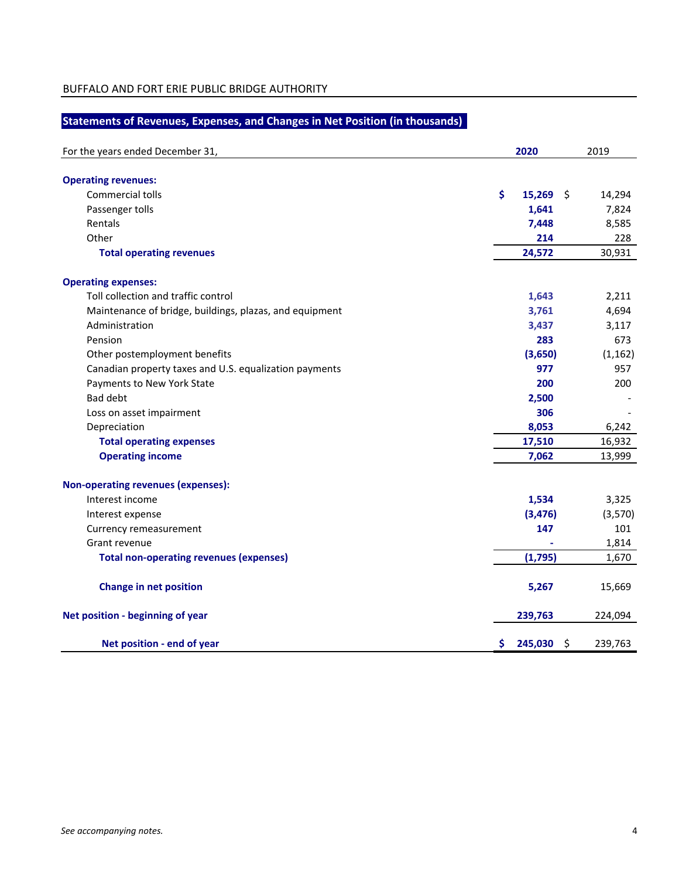BUFFALO AND FORT ERIE PUBLIC BRIDGE AUTHORITY

## Statements of Revenues, Expenses, and Changes in Net Position (in thousands)

| For the years ended December 31, | 2020 | 2019 |
|---|---|---|
| **Operating revenues:** | | |
| Commercial tolls | $ 15,269 | $ 14,294 |
| Passenger tolls | 1,641 | 7,824 |
| Rentals | 7,448 | 8,585 |
| Other | 214 | 228 |
| **Total operating revenues** | 24,572 | 30,931 |
| **Operating expenses:** | | |
| Toll collection and traffic control | 1,643 | 2,211 |
| Maintenance of bridge, buildings, plazas, and equipment | 3,761 | 4,694 |
| Administration | 3,437 | 3,117 |
| Pension | 283 | 673 |
| Other postemployment benefits | (3,650) | (1,162) |
| Canadian property taxes and U.S. equalization payments | 977 | 957 |
| Payments to New York State | 200 | 200 |
| Bad debt | 2,500 | - |
| Loss on asset impairment | 306 | - |
| Depreciation | 8,053 | 6,242 |
| **Total operating expenses** | 17,510 | 16,932 |
| **Operating income** | 7,062 | 13,999 |
| **Non-operating revenues (expenses):** | | |
| Interest income | 1,534 | 3,325 |
| Interest expense | (3,476) | (3,570) |
| Currency remeasurement | 147 | 101 |
| Grant revenue | - | 1,814 |
| **Total non-operating revenues (expenses)** | (1,795) | 1,670 |
| **Change in net position** | 5,267 | 15,669 |
| **Net position - beginning of year** | 239,763 | 224,094 |
| **Net position - end of year** | $ 245,030 | $ 239,763 |

*See accompanying notes.*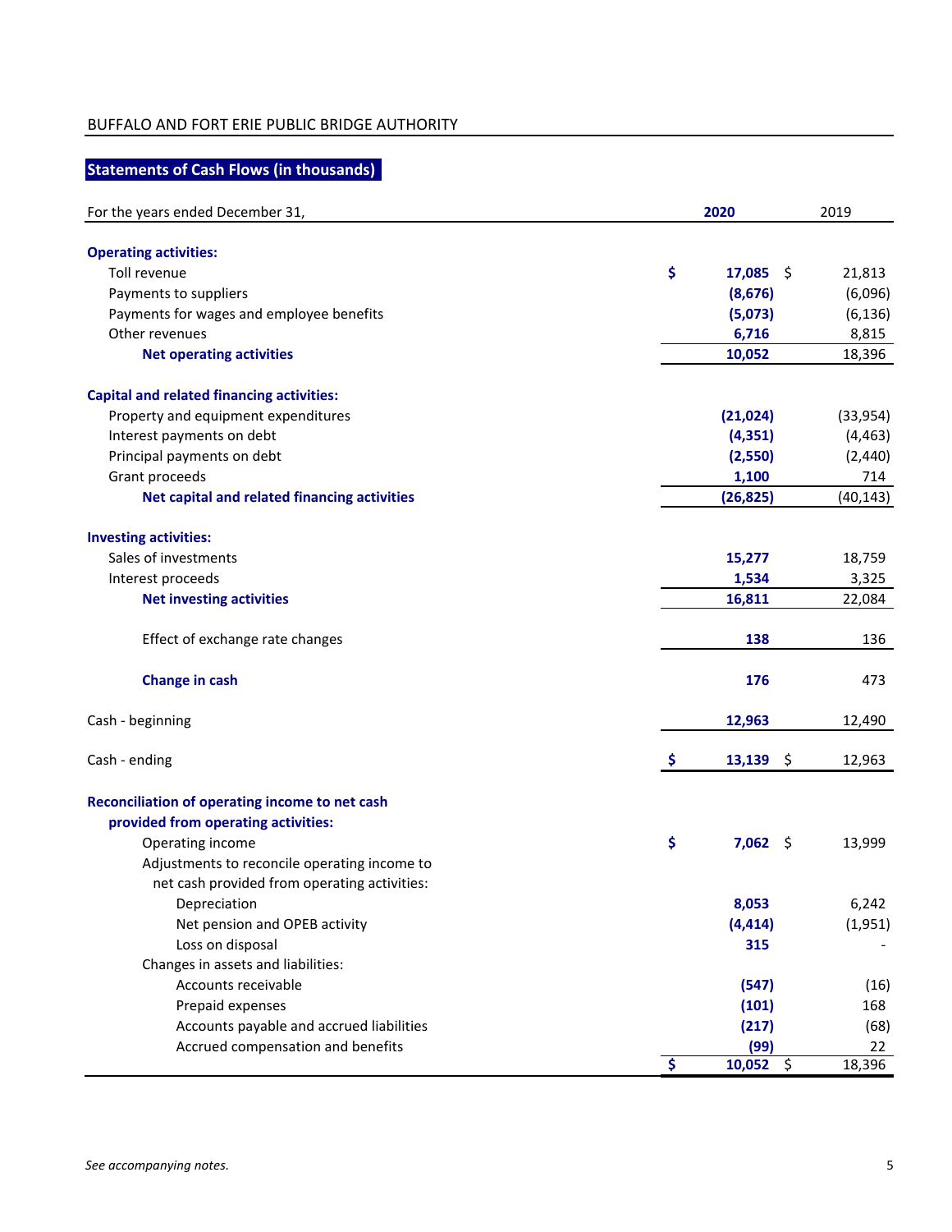BUFFALO AND FORT ERIE PUBLIC BRIDGE AUTHORITY

## Statements of Cash Flows (in thousands)

| For the years ended December 31, | 2020 | 2019 |
|---|---|---|
| **Operating activities:** | | |
| Toll revenue | $ 17,085 | $ 21,813 |
| Payments to suppliers | (8,676) | (6,096) |
| Payments for wages and employee benefits | (5,073) | (6,136) |
| Other revenues | 6,716 | 8,815 |
| **Net operating activities** | 10,052 | 18,396 |
| **Capital and related financing activities:** | | |
| Property and equipment expenditures | (21,024) | (33,954) |
| Interest payments on debt | (4,351) | (4,463) |
| Principal payments on debt | (2,550) | (2,440) |
| Grant proceeds | 1,100 | 714 |
| **Net capital and related financing activities** | (26,825) | (40,143) |
| **Investing activities:** | | |
| Sales of investments | 15,277 | 18,759 |
| Interest proceeds | 1,534 | 3,325 |
| **Net investing activities** | 16,811 | 22,084 |
| Effect of exchange rate changes | 138 | 136 |
| **Change in cash** | 176 | 473 |
| Cash - beginning | 12,963 | 12,490 |
| Cash - ending | $ 13,139 | $ 12,963 |
| **Reconciliation of operating income to net cash provided from operating activities:** | | |
| Operating income | $ 7,062 | $ 13,999 |
| Adjustments to reconcile operating income to net cash provided from operating activities: | | |
| Depreciation | 8,053 | 6,242 |
| Net pension and OPEB activity | (4,414) | (1,951) |
| Loss on disposal | 315 | - |
| Changes in assets and liabilities: | | |
| Accounts receivable | (547) | (16) |
| Prepaid expenses | (101) | 168 |
| Accounts payable and accrued liabilities | (217) | (68) |
| Accrued compensation and benefits | (99) | 22 |
| | $ 10,052 | $ 18,396 |

*See accompanying notes.*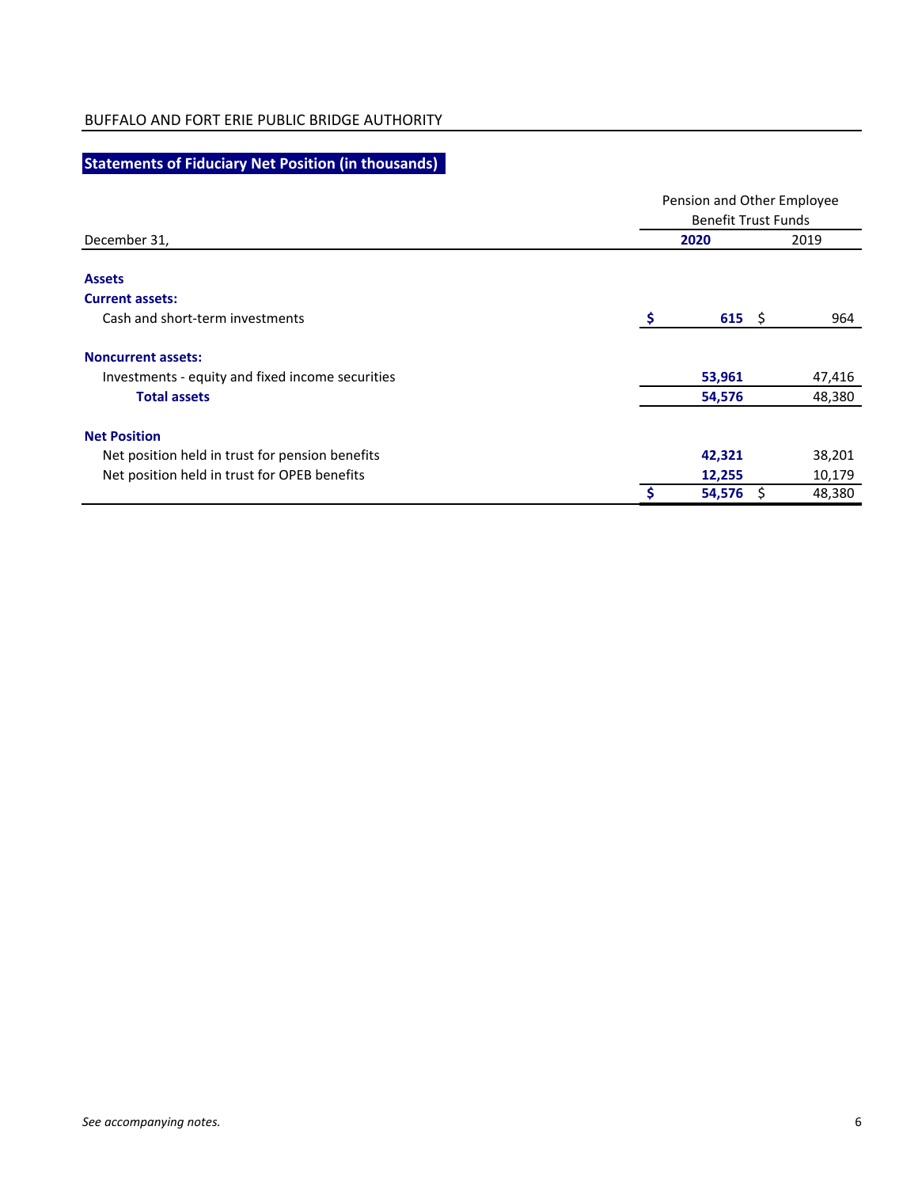BUFFALO AND FORT ERIE PUBLIC BRIDGE AUTHORITY

## Statements of Fiduciary Net Position (in thousands)

| | Pension and Other Employee Benefit Trust Funds | |
|---|---|---|
| December 31, | **2020** | 2019 |
| **Assets** | | |
| **Current assets:** | | |
| Cash and short-term investments | **$ 615** | $ 964 |
| **Noncurrent assets:** | | |
| Investments - equity and fixed income securities | **53,961** | 47,416 |
| **Total assets** | **54,576** | 48,380 |
| **Net Position** | | |
| Net position held in trust for pension benefits | **42,321** | 38,201 |
| Net position held in trust for OPEB benefits | **12,255** | 10,179 |
| | **$ 54,576** | $ 48,380 |

*See accompanying notes.*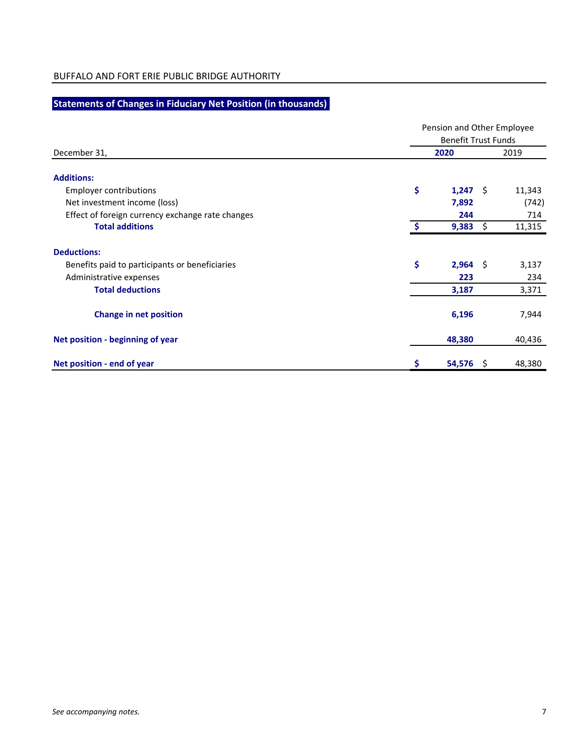BUFFALO AND FORT ERIE PUBLIC BRIDGE AUTHORITY

## Statements of Changes in Fiduciary Net Position (in thousands)

| | Pension and Other Employee Benefit Trust Funds | |
|---|---|---|
| December 31, | **2020** | 2019 |
| **Additions:** | | |
| Employer contributions | **$ 1,247** | $ 11,343 |
| Net investment income (loss) | **7,892** | (742) |
| Effect of foreign currency exchange rate changes | **244** | 714 |
| **Total additions** | **$ 9,383** | $ 11,315 |
| **Deductions:** | | |
| Benefits paid to participants or beneficiaries | **$ 2,964** | $ 3,137 |
| Administrative expenses | **223** | 234 |
| **Total deductions** | **3,187** | 3,371 |
| **Change in net position** | **6,196** | 7,944 |
| **Net position - beginning of year** | **48,380** | 40,436 |
| **Net position - end of year** | **$ 54,576** | $ 48,380 |

*See accompanying notes.*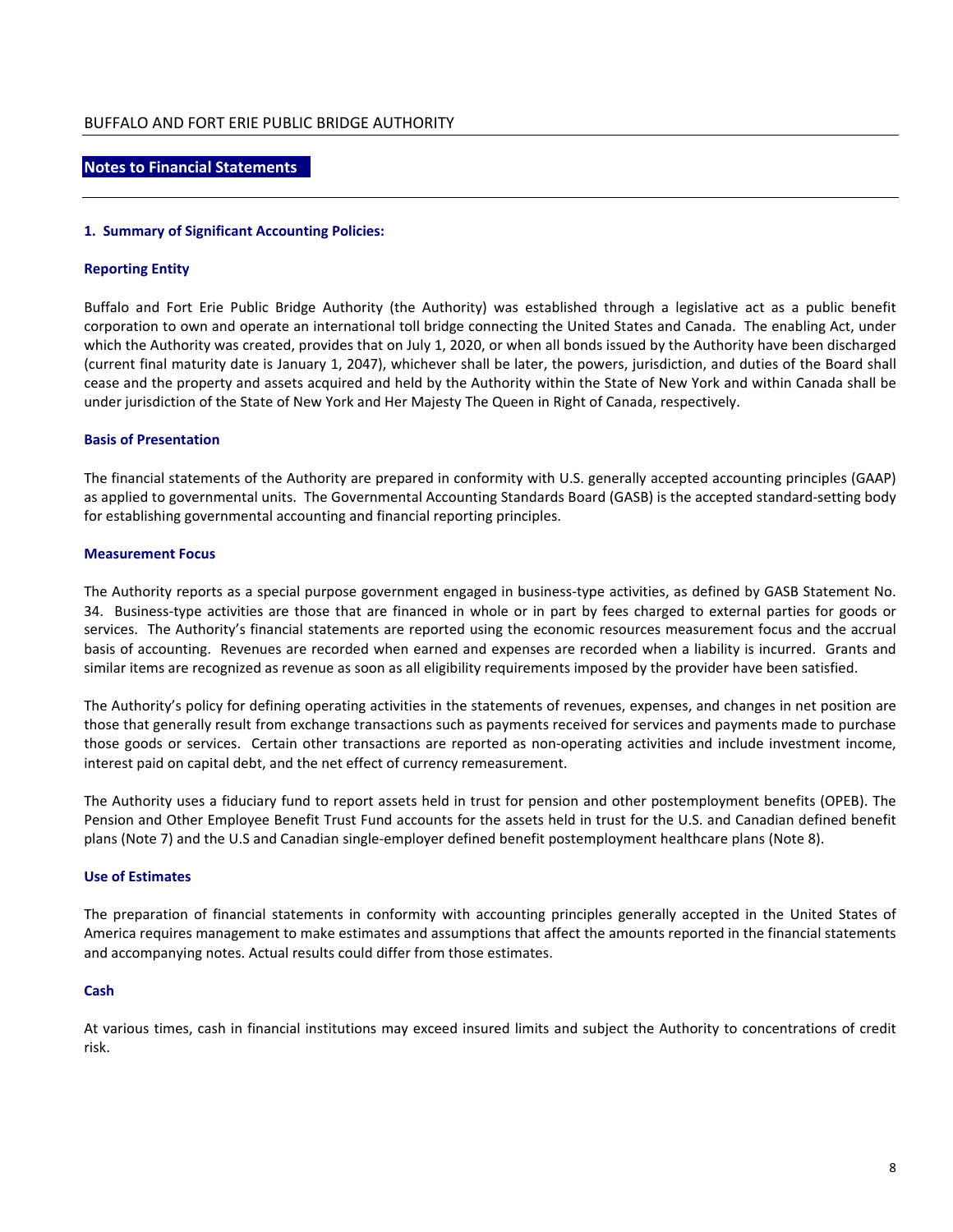## Notes to Financial Statements

### 1. Summary of Significant Accounting Policies:

#### Reporting Entity

Buffalo and Fort Erie Public Bridge Authority (the Authority) was established through a legislative act as a public benefit corporation to own and operate an international toll bridge connecting the United States and Canada. The enabling Act, under which the Authority was created, provides that on July 1, 2020, or when all bonds issued by the Authority have been discharged (current final maturity date is January 1, 2047), whichever shall be later, the powers, jurisdiction, and duties of the Board shall cease and the property and assets acquired and held by the Authority within the State of New York and within Canada shall be under jurisdiction of the State of New York and Her Majesty The Queen in Right of Canada, respectively.

#### Basis of Presentation

The financial statements of the Authority are prepared in conformity with U.S. generally accepted accounting principles (GAAP) as applied to governmental units. The Governmental Accounting Standards Board (GASB) is the accepted standard-setting body for establishing governmental accounting and financial reporting principles.

#### Measurement Focus

The Authority reports as a special purpose government engaged in business-type activities, as defined by GASB Statement No. 34. Business-type activities are those that are financed in whole or in part by fees charged to external parties for goods or services. The Authority's financial statements are reported using the economic resources measurement focus and the accrual basis of accounting. Revenues are recorded when earned and expenses are recorded when a liability is incurred. Grants and similar items are recognized as revenue as soon as all eligibility requirements imposed by the provider have been satisfied.

The Authority's policy for defining operating activities in the statements of revenues, expenses, and changes in net position are those that generally result from exchange transactions such as payments received for services and payments made to purchase those goods or services. Certain other transactions are reported as non-operating activities and include investment income, interest paid on capital debt, and the net effect of currency remeasurement.

The Authority uses a fiduciary fund to report assets held in trust for pension and other postemployment benefits (OPEB). The Pension and Other Employee Benefit Trust Fund accounts for the assets held in trust for the U.S. and Canadian defined benefit plans (Note 7) and the U.S and Canadian single-employer defined benefit postemployment healthcare plans (Note 8).

#### Use of Estimates

The preparation of financial statements in conformity with accounting principles generally accepted in the United States of America requires management to make estimates and assumptions that affect the amounts reported in the financial statements and accompanying notes. Actual results could differ from those estimates.

#### Cash

At various times, cash in financial institutions may exceed insured limits and subject the Authority to concentrations of credit risk.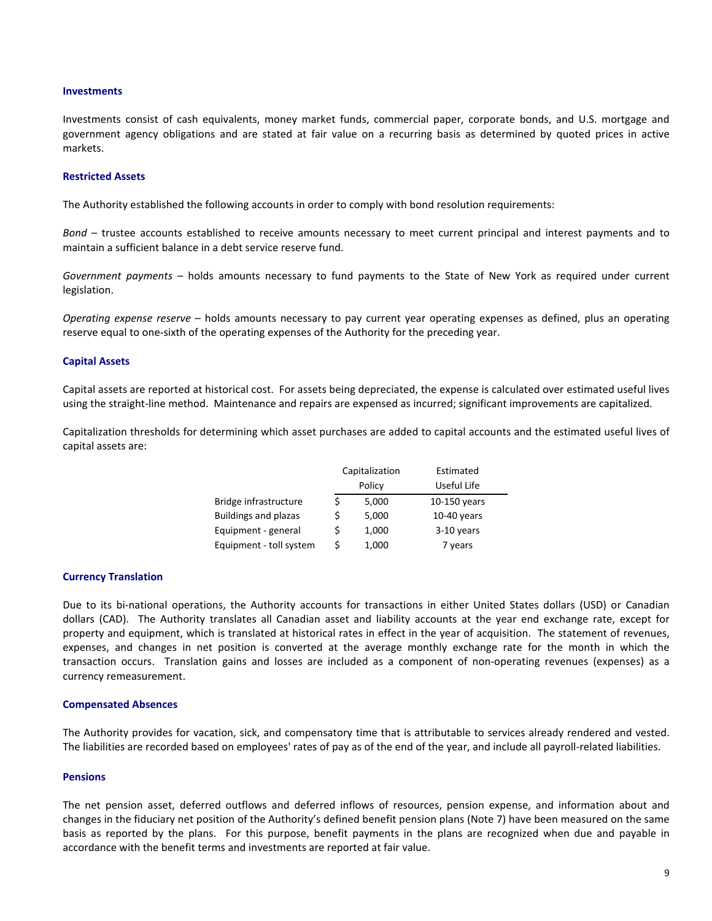### Investments

Investments consist of cash equivalents, money market funds, commercial paper, corporate bonds, and U.S. mortgage and government agency obligations and are stated at fair value on a recurring basis as determined by quoted prices in active markets.

### Restricted Assets

The Authority established the following accounts in order to comply with bond resolution requirements:

*Bond* – trustee accounts established to receive amounts necessary to meet current principal and interest payments and to maintain a sufficient balance in a debt service reserve fund.

*Government payments* – holds amounts necessary to fund payments to the State of New York as required under current legislation.

*Operating expense reserve* – holds amounts necessary to pay current year operating expenses as defined, plus an operating reserve equal to one-sixth of the operating expenses of the Authority for the preceding year.

### Capital Assets

Capital assets are reported at historical cost. For assets being depreciated, the expense is calculated over estimated useful lives using the straight-line method. Maintenance and repairs are expensed as incurred; significant improvements are capitalized.

Capitalization thresholds for determining which asset purchases are added to capital accounts and the estimated useful lives of capital assets are:

| | Capitalization Policy | Estimated Useful Life |
|---|---|---|
| Bridge infrastructure | $ 5,000 | 10-150 years |
| Buildings and plazas | $ 5,000 | 10-40 years |
| Equipment - general | $ 1,000 | 3-10 years |
| Equipment - toll system | $ 1,000 | 7 years |

### Currency Translation

Due to its bi-national operations, the Authority accounts for transactions in either United States dollars (USD) or Canadian dollars (CAD). The Authority translates all Canadian asset and liability accounts at the year end exchange rate, except for property and equipment, which is translated at historical rates in effect in the year of acquisition. The statement of revenues, expenses, and changes in net position is converted at the average monthly exchange rate for the month in which the transaction occurs. Translation gains and losses are included as a component of non-operating revenues (expenses) as a currency remeasurement.

### Compensated Absences

The Authority provides for vacation, sick, and compensatory time that is attributable to services already rendered and vested. The liabilities are recorded based on employees' rates of pay as of the end of the year, and include all payroll-related liabilities.

### Pensions

The net pension asset, deferred outflows and deferred inflows of resources, pension expense, and information about and changes in the fiduciary net position of the Authority's defined benefit pension plans (Note 7) have been measured on the same basis as reported by the plans. For this purpose, benefit payments in the plans are recognized when due and payable in accordance with the benefit terms and investments are reported at fair value.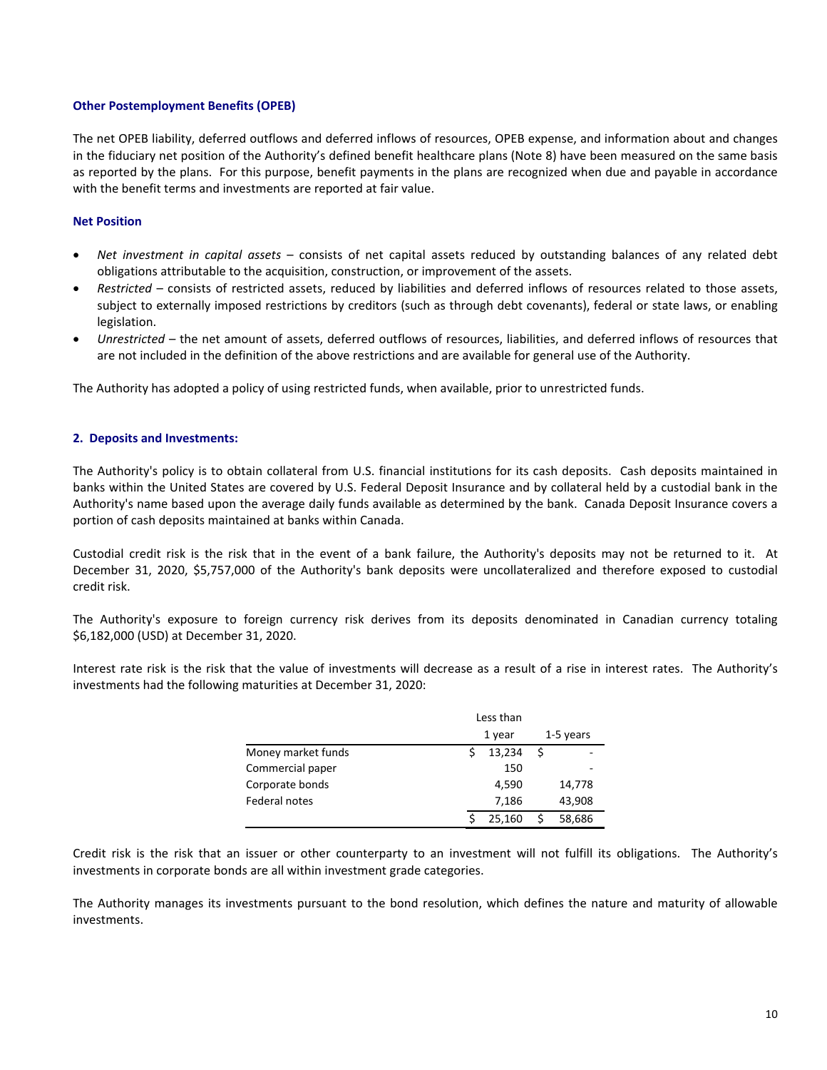### Other Postemployment Benefits (OPEB)

The net OPEB liability, deferred outflows and deferred inflows of resources, OPEB expense, and information about and changes in the fiduciary net position of the Authority's defined benefit healthcare plans (Note 8) have been measured on the same basis as reported by the plans. For this purpose, benefit payments in the plans are recognized when due and payable in accordance with the benefit terms and investments are reported at fair value.

### Net Position

- *Net investment in capital assets* – consists of net capital assets reduced by outstanding balances of any related debt obligations attributable to the acquisition, construction, or improvement of the assets.
- *Restricted* – consists of restricted assets, reduced by liabilities and deferred inflows of resources related to those assets, subject to externally imposed restrictions by creditors (such as through debt covenants), federal or state laws, or enabling legislation.
- *Unrestricted* – the net amount of assets, deferred outflows of resources, liabilities, and deferred inflows of resources that are not included in the definition of the above restrictions and are available for general use of the Authority.

The Authority has adopted a policy of using restricted funds, when available, prior to unrestricted funds.

## 2. Deposits and Investments:

The Authority's policy is to obtain collateral from U.S. financial institutions for its cash deposits. Cash deposits maintained in banks within the United States are covered by U.S. Federal Deposit Insurance and by collateral held by a custodial bank in the Authority's name based upon the average daily funds available as determined by the bank. Canada Deposit Insurance covers a portion of cash deposits maintained at banks within Canada.

Custodial credit risk is the risk that in the event of a bank failure, the Authority's deposits may not be returned to it. At December 31, 2020, $5,757,000 of the Authority's bank deposits were uncollateralized and therefore exposed to custodial credit risk.

The Authority's exposure to foreign currency risk derives from its deposits denominated in Canadian currency totaling $6,182,000 (USD) at December 31, 2020.

Interest rate risk is the risk that the value of investments will decrease as a result of a rise in interest rates. The Authority's investments had the following maturities at December 31, 2020:

| | Less than 1 year | 1-5 years |
|---|---|---|
| Money market funds | $ 13,234 | $ - |
| Commercial paper | 150 | - |
| Corporate bonds | 4,590 | 14,778 |
| Federal notes | 7,186 | 43,908 |
| | $ 25,160 | $ 58,686 |

Credit risk is the risk that an issuer or other counterparty to an investment will not fulfill its obligations. The Authority's investments in corporate bonds are all within investment grade categories.

The Authority manages its investments pursuant to the bond resolution, which defines the nature and maturity of allowable investments.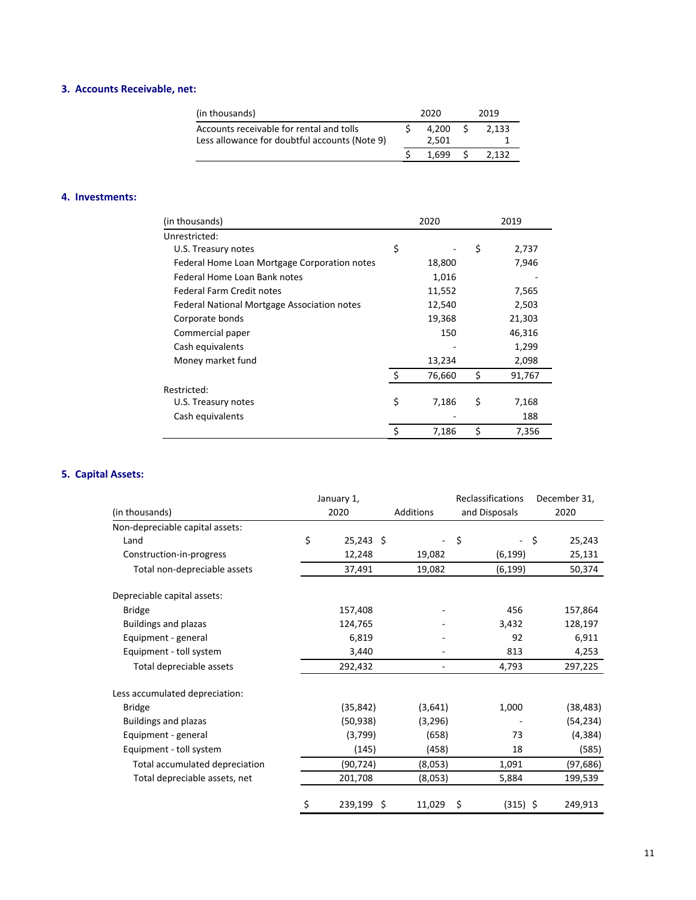### 3. Accounts Receivable, net:

| (in thousands) | 2020 | 2019 |
|---|---|---|
| Accounts receivable for rental and tolls | $ 4,200 | $ 2,133 |
| Less allowance for doubtful accounts (Note 9) | 2,501 | 1 |
| | $ 1,699 | $ 2,132 |

### 4. Investments:

| (in thousands) | 2020 | 2019 |
|---|---|---|
| Unrestricted: | | |
| U.S. Treasury notes | $ - | $ 2,737 |
| Federal Home Loan Mortgage Corporation notes | 18,800 | 7,946 |
| Federal Home Loan Bank notes | 1,016 | - |
| Federal Farm Credit notes | 11,552 | 7,565 |
| Federal National Mortgage Association notes | 12,540 | 2,503 |
| Corporate bonds | 19,368 | 21,303 |
| Commercial paper | 150 | 46,316 |
| Cash equivalents | - | 1,299 |
| Money market fund | 13,234 | 2,098 |
| | $ 76,660 | $ 91,767 |
| Restricted: | | |
| U.S. Treasury notes | $ 7,186 | $ 7,168 |
| Cash equivalents | - | 188 |
| | $ 7,186 | $ 7,356 |

### 5. Capital Assets:

| (in thousands) | January 1, 2020 | Additions | Reclassifications and Disposals | December 31, 2020 |
|---|---|---|---|---|
| Non-depreciable capital assets: | | | | |
| Land | $ 25,243 | $ - | $ - | $ 25,243 |
| Construction-in-progress | 12,248 | 19,082 | (6,199) | 25,131 |
| Total non-depreciable assets | 37,491 | 19,082 | (6,199) | 50,374 |
| Depreciable capital assets: | | | | |
| Bridge | 157,408 | - | 456 | 157,864 |
| Buildings and plazas | 124,765 | - | 3,432 | 128,197 |
| Equipment - general | 6,819 | - | 92 | 6,911 |
| Equipment - toll system | 3,440 | - | 813 | 4,253 |
| Total depreciable assets | 292,432 | - | 4,793 | 297,225 |
| Less accumulated depreciation: | | | | |
| Bridge | (35,842) | (3,641) | 1,000 | (38,483) |
| Buildings and plazas | (50,938) | (3,296) | - | (54,234) |
| Equipment - general | (3,799) | (658) | 73 | (4,384) |
| Equipment - toll system | (145) | (458) | 18 | (585) |
| Total accumulated depreciation | (90,724) | (8,053) | 1,091 | (97,686) |
| Total depreciable assets, net | 201,708 | (8,053) | 5,884 | 199,539 |
| | $ 239,199 | $ 11,029 | $ (315) | $ 249,913 |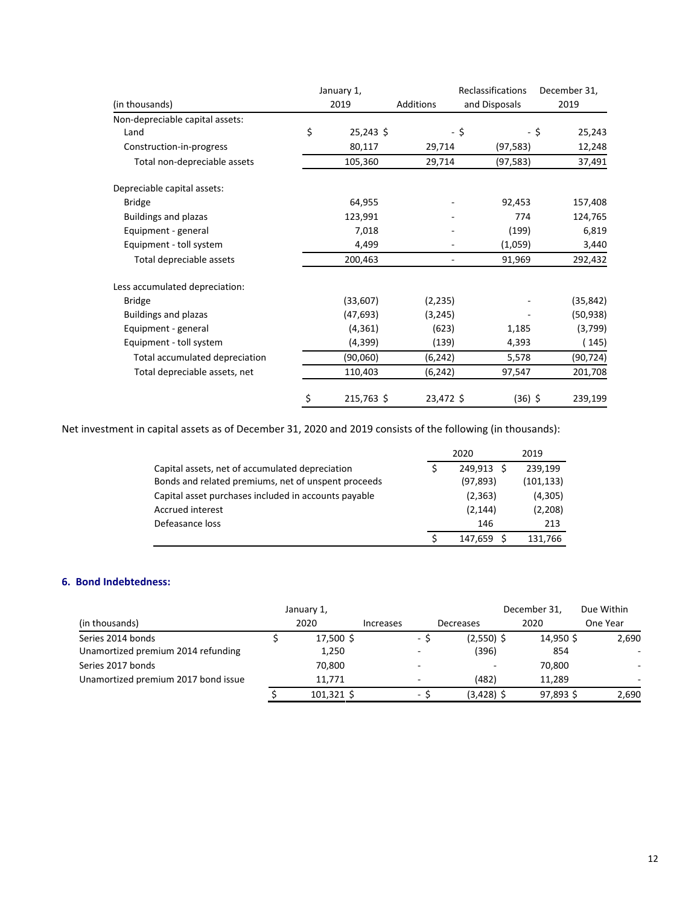| (in thousands) | January 1, 2019 | Additions | Reclassifications and Disposals | December 31, 2019 |
|---|---|---|---|---|
| Non-depreciable capital assets: | | | | |
| Land | $ 25,243 | $ - | $ - | $ 25,243 |
| Construction-in-progress | 80,117 | 29,714 | (97,583) | 12,248 |
| Total non-depreciable assets | 105,360 | 29,714 | (97,583) | 37,491 |
| Depreciable capital assets: | | | | |
| Bridge | 64,955 | - | 92,453 | 157,408 |
| Buildings and plazas | 123,991 | - | 774 | 124,765 |
| Equipment - general | 7,018 | - | (199) | 6,819 |
| Equipment - toll system | 4,499 | - | (1,059) | 3,440 |
| Total depreciable assets | 200,463 | - | 91,969 | 292,432 |
| Less accumulated depreciation: | | | | |
| Bridge | (33,607) | (2,235) | - | (35,842) |
| Buildings and plazas | (47,693) | (3,245) | - | (50,938) |
| Equipment - general | (4,361) | (623) | 1,185 | (3,799) |
| Equipment - toll system | (4,399) | (139) | 4,393 | ( 145) |
| Total accumulated depreciation | (90,060) | (6,242) | 5,578 | (90,724) |
| Total depreciable assets, net | 110,403 | (6,242) | 97,547 | 201,708 |
| | $ 215,763 | $ 23,472 | $ (36) | $ 239,199 |

Net investment in capital assets as of December 31, 2020 and 2019 consists of the following (in thousands):

| | 2020 | 2019 |
|---|---|---|
| Capital assets, net of accumulated depreciation | $ 249,913 | $ 239,199 |
| Bonds and related premiums, net of unspent proceeds | (97,893) | (101,133) |
| Capital asset purchases included in accounts payable | (2,363) | (4,305) |
| Accrued interest | (2,144) | (2,208) |
| Defeasance loss | 146 | 213 |
| | $ 147,659 | $ 131,766 |

## 6. Bond Indebtedness:

| (in thousands) | January 1, 2020 | Increases | Decreases | December 31, 2020 | Due Within One Year |
|---|---|---|---|---|---|
| Series 2014 bonds | $ 17,500 | $ - | $ (2,550) | $ 14,950 | $ 2,690 |
| Unamortized premium 2014 refunding | 1,250 | - | (396) | 854 | - |
| Series 2017 bonds | 70,800 | - | - | 70,800 | - |
| Unamortized premium 2017 bond issue | 11,771 | - | (482) | 11,289 | - |
| | $ 101,321 | $ - | $ (3,428) | $ 97,893 | $ 2,690 |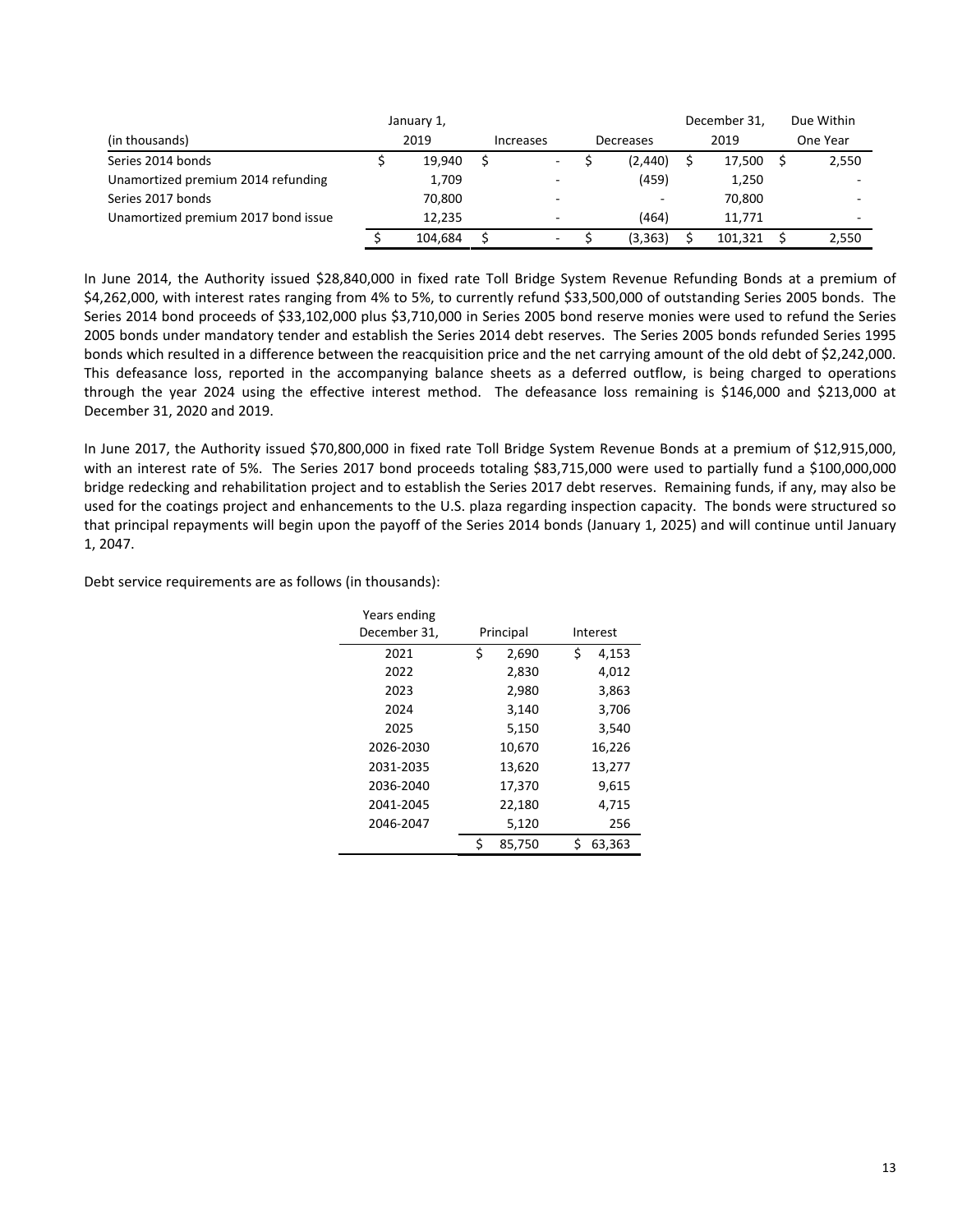| (in thousands) | January 1, 2019 | Increases | Decreases | December 31, 2019 | Due Within One Year |
|---|---|---|---|---|---|
| Series 2014 bonds | $ 19,940 | $ - | $ (2,440) | $ 17,500 | $ 2,550 |
| Unamortized premium 2014 refunding | 1,709 | - | (459) | 1,250 | - |
| Series 2017 bonds | 70,800 | - | - | 70,800 | - |
| Unamortized premium 2017 bond issue | 12,235 | - | (464) | 11,771 | - |
| | $ 104,684 | $ - | $ (3,363) | $ 101,321 | $ 2,550 |

In June 2014, the Authority issued $28,840,000 in fixed rate Toll Bridge System Revenue Refunding Bonds at a premium of $4,262,000, with interest rates ranging from 4% to 5%, to currently refund $33,500,000 of outstanding Series 2005 bonds. The Series 2014 bond proceeds of $33,102,000 plus $3,710,000 in Series 2005 bond reserve monies were used to refund the Series 2005 bonds under mandatory tender and establish the Series 2014 debt reserves. The Series 2005 bonds refunded Series 1995 bonds which resulted in a difference between the reacquisition price and the net carrying amount of the old debt of $2,242,000. This defeasance loss, reported in the accompanying balance sheets as a deferred outflow, is being charged to operations through the year 2024 using the effective interest method. The defeasance loss remaining is $146,000 and $213,000 at December 31, 2020 and 2019.

In June 2017, the Authority issued $70,800,000 in fixed rate Toll Bridge System Revenue Bonds at a premium of $12,915,000, with an interest rate of 5%. The Series 2017 bond proceeds totaling $83,715,000 were used to partially fund a $100,000,000 bridge redecking and rehabilitation project and to establish the Series 2017 debt reserves. Remaining funds, if any, may also be used for the coatings project and enhancements to the U.S. plaza regarding inspection capacity. The bonds were structured so that principal repayments will begin upon the payoff of the Series 2014 bonds (January 1, 2025) and will continue until January 1, 2047.

Debt service requirements are as follows (in thousands):

| Years ending December 31, | Principal | Interest |
|---|---|---|
| 2021 | $ 2,690 | $ 4,153 |
| 2022 | 2,830 | 4,012 |
| 2023 | 2,980 | 3,863 |
| 2024 | 3,140 | 3,706 |
| 2025 | 5,150 | 3,540 |
| 2026-2030 | 10,670 | 16,226 |
| 2031-2035 | 13,620 | 13,277 |
| 2036-2040 | 17,370 | 9,615 |
| 2041-2045 | 22,180 | 4,715 |
| 2046-2047 | 5,120 | 256 |
| | $ 85,750 | $ 63,363 |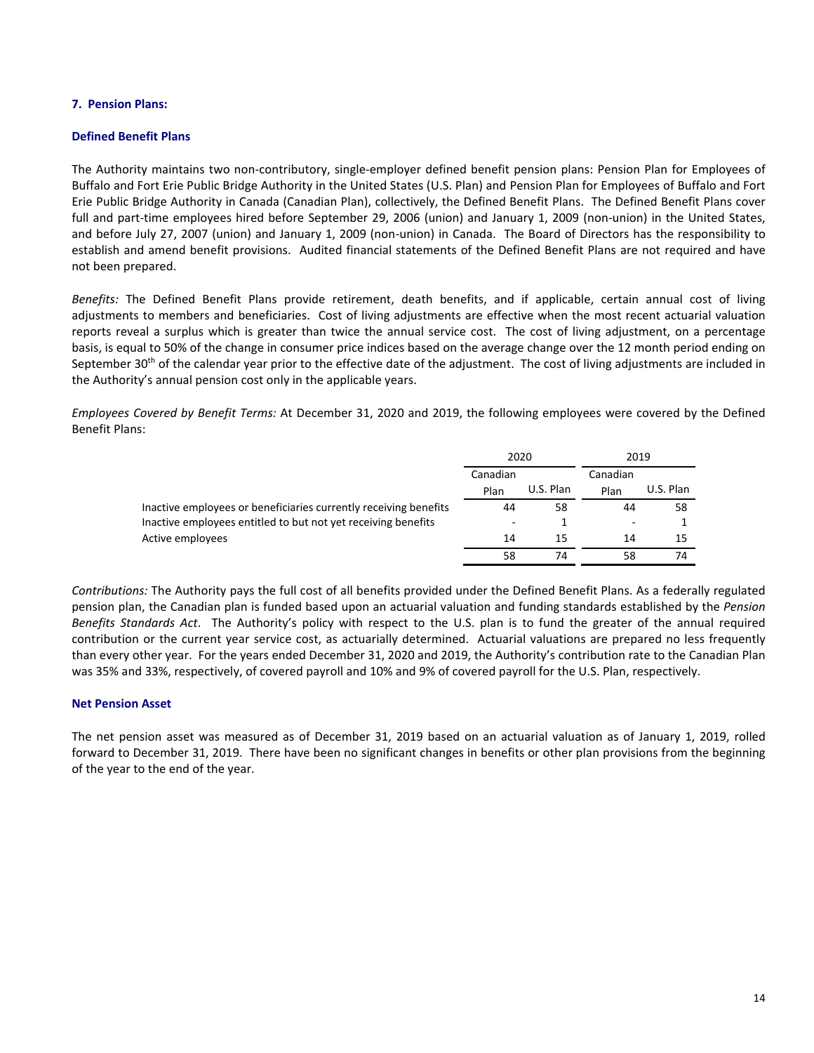## 7. Pension Plans:

### Defined Benefit Plans

The Authority maintains two non-contributory, single-employer defined benefit pension plans: Pension Plan for Employees of Buffalo and Fort Erie Public Bridge Authority in the United States (U.S. Plan) and Pension Plan for Employees of Buffalo and Fort Erie Public Bridge Authority in Canada (Canadian Plan), collectively, the Defined Benefit Plans. The Defined Benefit Plans cover full and part-time employees hired before September 29, 2006 (union) and January 1, 2009 (non-union) in the United States, and before July 27, 2007 (union) and January 1, 2009 (non-union) in Canada. The Board of Directors has the responsibility to establish and amend benefit provisions. Audited financial statements of the Defined Benefit Plans are not required and have not been prepared.

*Benefits:* The Defined Benefit Plans provide retirement, death benefits, and if applicable, certain annual cost of living adjustments to members and beneficiaries. Cost of living adjustments are effective when the most recent actuarial valuation reports reveal a surplus which is greater than twice the annual service cost. The cost of living adjustment, on a percentage basis, is equal to 50% of the change in consumer price indices based on the average change over the 12 month period ending on September 30th of the calendar year prior to the effective date of the adjustment. The cost of living adjustments are included in the Authority's annual pension cost only in the applicable years.

*Employees Covered by Benefit Terms:* At December 31, 2020 and 2019, the following employees were covered by the Defined Benefit Plans:

| | 2020 | | 2019 | |
|---|---|---|---|---|
| | Canadian Plan | U.S. Plan | Canadian Plan | U.S. Plan |
| Inactive employees or beneficiaries currently receiving benefits | 44 | 58 | 44 | 58 |
| Inactive employees entitled to but not yet receiving benefits | - | 1 | - | 1 |
| Active employees | 14 | 15 | 14 | 15 |
| | 58 | 74 | 58 | 74 |

*Contributions:* The Authority pays the full cost of all benefits provided under the Defined Benefit Plans. As a federally regulated pension plan, the Canadian plan is funded based upon an actuarial valuation and funding standards established by the *Pension Benefits Standards Act*. The Authority's policy with respect to the U.S. plan is to fund the greater of the annual required contribution or the current year service cost, as actuarially determined. Actuarial valuations are prepared no less frequently than every other year. For the years ended December 31, 2020 and 2019, the Authority's contribution rate to the Canadian Plan was 35% and 33%, respectively, of covered payroll and 10% and 9% of covered payroll for the U.S. Plan, respectively.

### Net Pension Asset

The net pension asset was measured as of December 31, 2019 based on an actuarial valuation as of January 1, 2019, rolled forward to December 31, 2019. There have been no significant changes in benefits or other plan provisions from the beginning of the year to the end of the year.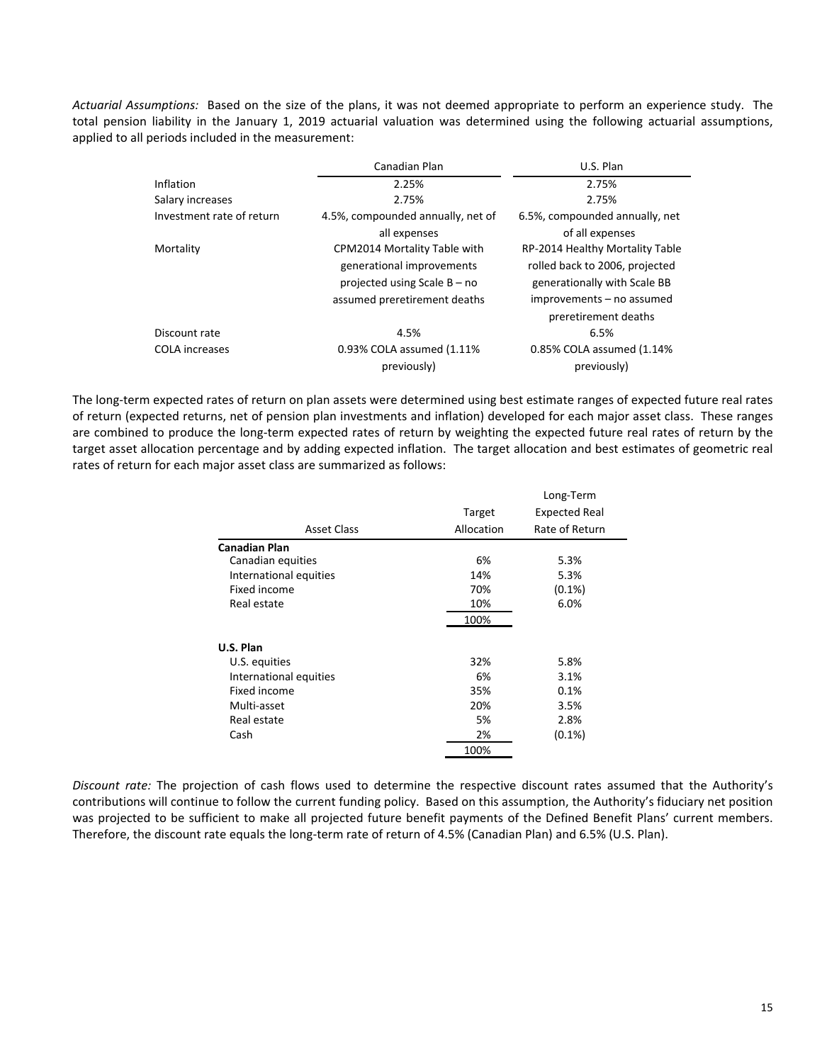*Actuarial Assumptions:* Based on the size of the plans, it was not deemed appropriate to perform an experience study. The total pension liability in the January 1, 2019 actuarial valuation was determined using the following actuarial assumptions, applied to all periods included in the measurement:

| | Canadian Plan | U.S. Plan |
|---|---|---|
| Inflation | 2.25% | 2.75% |
| Salary increases | 2.75% | 2.75% |
| Investment rate of return | 4.5%, compounded annually, net of all expenses | 6.5%, compounded annually, net of all expenses |
| Mortality | CPM2014 Mortality Table with generational improvements projected using Scale B – no assumed preretirement deaths | RP-2014 Healthy Mortality Table rolled back to 2006, projected generationally with Scale BB improvements – no assumed preretirement deaths |
| Discount rate | 4.5% | 6.5% |
| COLA increases | 0.93% COLA assumed (1.11% previously) | 0.85% COLA assumed (1.14% previously) |

The long-term expected rates of return on plan assets were determined using best estimate ranges of expected future real rates of return (expected returns, net of pension plan investments and inflation) developed for each major asset class. These ranges are combined to produce the long-term expected rates of return by weighting the expected future real rates of return by the target asset allocation percentage and by adding expected inflation. The target allocation and best estimates of geometric real rates of return for each major asset class are summarized as follows:

| Asset Class | Target Allocation | Long-Term Expected Real Rate of Return |
|---|---|---|
| **Canadian Plan** | | |
| Canadian equities | 6% | 5.3% |
| International equities | 14% | 5.3% |
| Fixed income | 70% | (0.1%) |
| Real estate | 10% | 6.0% |
| | 100% | |
| **U.S. Plan** | | |
| U.S. equities | 32% | 5.8% |
| International equities | 6% | 3.1% |
| Fixed income | 35% | 0.1% |
| Multi-asset | 20% | 3.5% |
| Real estate | 5% | 2.8% |
| Cash | 2% | (0.1%) |
| | 100% | |

*Discount rate:* The projection of cash flows used to determine the respective discount rates assumed that the Authority's contributions will continue to follow the current funding policy. Based on this assumption, the Authority's fiduciary net position was projected to be sufficient to make all projected future benefit payments of the Defined Benefit Plans' current members. Therefore, the discount rate equals the long-term rate of return of 4.5% (Canadian Plan) and 6.5% (U.S. Plan).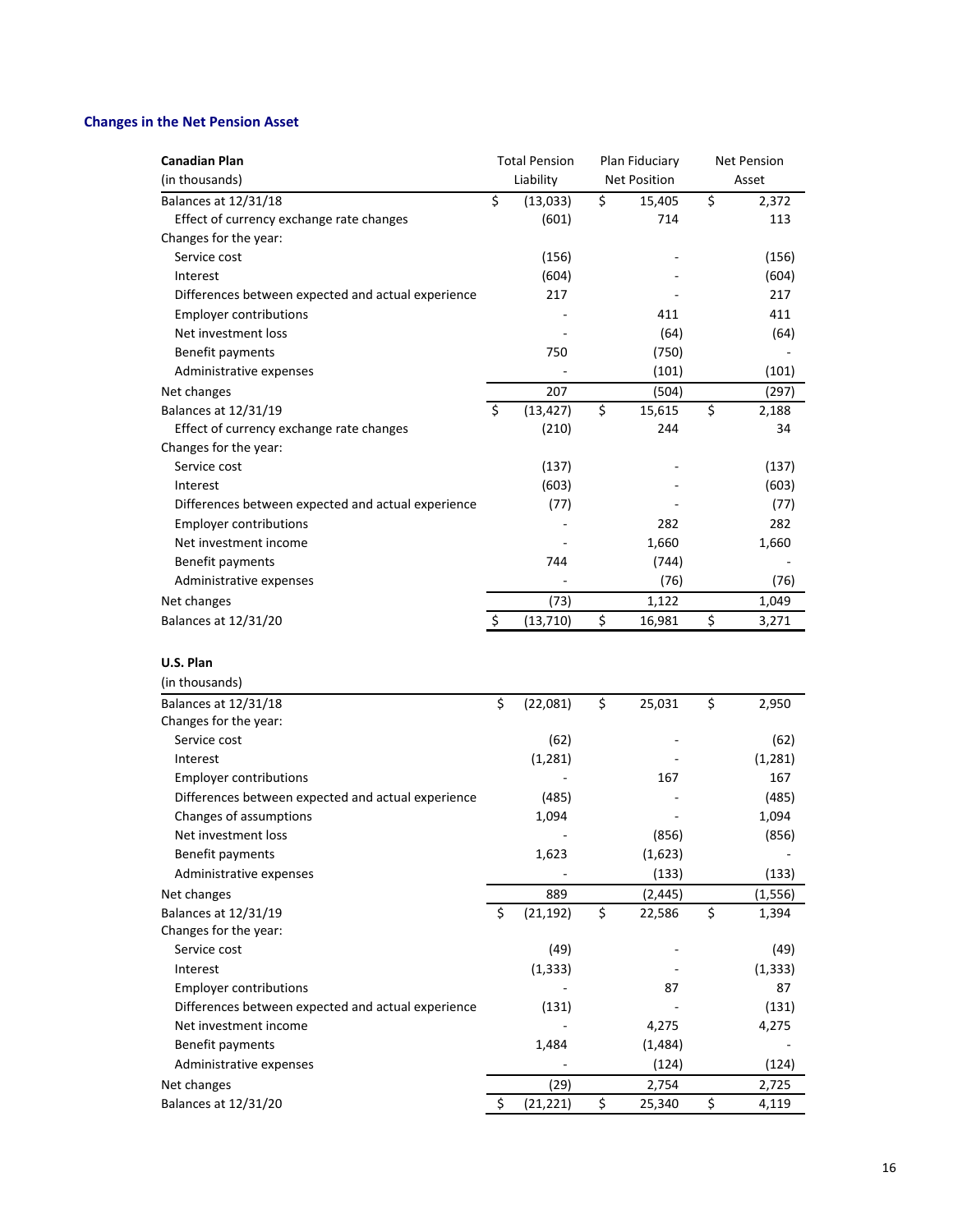## Changes in the Net Pension Asset

| **Canadian Plan** (in thousands) | Total Pension Liability | Plan Fiduciary Net Position | Net Pension Asset |
|---|---|---|---|
| Balances at 12/31/18 | $ (13,033) | $ 15,405 | $ 2,372 |
| Effect of currency exchange rate changes | (601) | 714 | 113 |
| Changes for the year: | | | |
| Service cost | (156) | - | (156) |
| Interest | (604) | - | (604) |
| Differences between expected and actual experience | 217 | - | 217 |
| Employer contributions | - | 411 | 411 |
| Net investment loss | - | (64) | (64) |
| Benefit payments | 750 | (750) | - |
| Administrative expenses | - | (101) | (101) |
| Net changes | 207 | (504) | (297) |
| Balances at 12/31/19 | $ (13,427) | $ 15,615 | $ 2,188 |
| Effect of currency exchange rate changes | (210) | 244 | 34 |
| Changes for the year: | | | |
| Service cost | (137) | - | (137) |
| Interest | (603) | - | (603) |
| Differences between expected and actual experience | (77) | - | (77) |
| Employer contributions | - | 282 | 282 |
| Net investment income | - | 1,660 | 1,660 |
| Benefit payments | 744 | (744) | - |
| Administrative expenses | - | (76) | (76) |
| Net changes | (73) | 1,122 | 1,049 |
| Balances at 12/31/20 | $ (13,710) | $ 16,981 | $ 3,271 |

| **U.S. Plan** (in thousands) | Total Pension Liability | Plan Fiduciary Net Position | Net Pension Asset |
|---|---|---|---|
| Balances at 12/31/18 | $ (22,081) | $ 25,031 | $ 2,950 |
| Changes for the year: | | | |
| Service cost | (62) | - | (62) |
| Interest | (1,281) | - | (1,281) |
| Employer contributions | - | 167 | 167 |
| Differences between expected and actual experience | (485) | - | (485) |
| Changes of assumptions | 1,094 | - | 1,094 |
| Net investment loss | - | (856) | (856) |
| Benefit payments | 1,623 | (1,623) | - |
| Administrative expenses | - | (133) | (133) |
| Net changes | 889 | (2,445) | (1,556) |
| Balances at 12/31/19 | $ (21,192) | $ 22,586 | $ 1,394 |
| Changes for the year: | | | |
| Service cost | (49) | - | (49) |
| Interest | (1,333) | - | (1,333) |
| Employer contributions | - | 87 | 87 |
| Differences between expected and actual experience | (131) | - | (131) |
| Net investment income | - | 4,275 | 4,275 |
| Benefit payments | 1,484 | (1,484) | - |
| Administrative expenses | - | (124) | (124) |
| Net changes | (29) | 2,754 | 2,725 |
| Balances at 12/31/20 | $ (21,221) | $ 25,340 | $ 4,119 |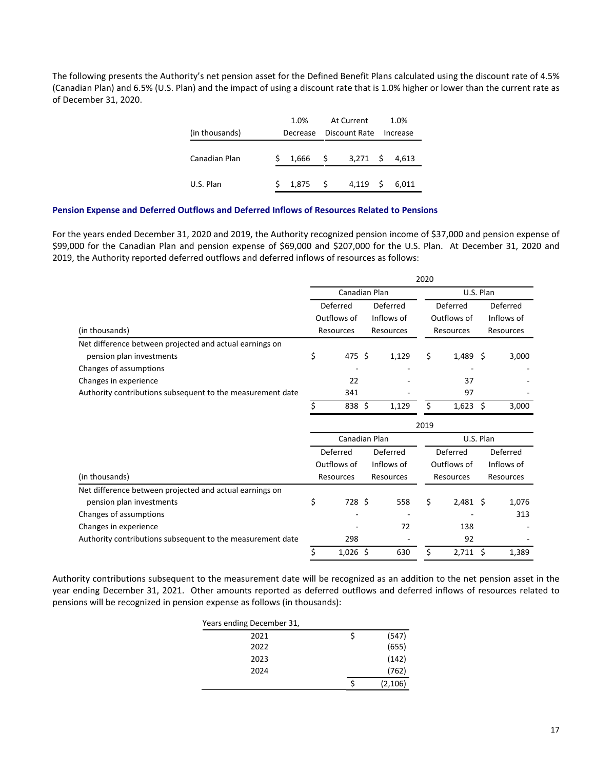The following presents the Authority's net pension asset for the Defined Benefit Plans calculated using the discount rate of 4.5% (Canadian Plan) and 6.5% (U.S. Plan) and the impact of using a discount rate that is 1.0% higher or lower than the current rate as of December 31, 2020.

| (in thousands) | 1.0% Decrease | At Current Discount Rate | 1.0% Increase |
|---|---|---|---|
| Canadian Plan | $ 1,666 | $ 3,271 | $ 4,613 |
| U.S. Plan | $ 1,875 | $ 4,119 | $ 6,011 |

### Pension Expense and Deferred Outflows and Deferred Inflows of Resources Related to Pensions

For the years ended December 31, 2020 and 2019, the Authority recognized pension income of $37,000 and pension expense of $99,000 for the Canadian Plan and pension expense of $69,000 and $207,000 for the U.S. Plan. At December 31, 2020 and 2019, the Authority reported deferred outflows and deferred inflows of resources as follows:

| | 2020 | | | |
|---|---|---|---|---|
| | Canadian Plan | | U.S. Plan | |
| (in thousands) | Deferred Outflows of Resources | Deferred Inflows of Resources | Deferred Outflows of Resources | Deferred Inflows of Resources |
| Net difference between projected and actual earnings on pension plan investments | $ 475 | $ 1,129 | $ 1,489 | $ 3,000 |
| Changes of assumptions | - | - | - | - |
| Changes in experience | 22 | - | 37 | - |
| Authority contributions subsequent to the measurement date | 341 | - | 97 | - |
| | $ 838 | $ 1,129 | $ 1,623 | $ 3,000 |

| | 2019 | | | |
|---|---|---|---|---|
| | Canadian Plan | | U.S. Plan | |
| (in thousands) | Deferred Outflows of Resources | Deferred Inflows of Resources | Deferred Outflows of Resources | Deferred Inflows of Resources |
| Net difference between projected and actual earnings on pension plan investments | $ 728 | $ 558 | $ 2,481 | $ 1,076 |
| Changes of assumptions | - | - | - | 313 |
| Changes in experience | - | 72 | 138 | - |
| Authority contributions subsequent to the measurement date | 298 | - | 92 | - |
| | $ 1,026 | $ 630 | $ 2,711 | $ 1,389 |

Authority contributions subsequent to the measurement date will be recognized as an addition to the net pension asset in the year ending December 31, 2021. Other amounts reported as deferred outflows and deferred inflows of resources related to pensions will be recognized in pension expense as follows (in thousands):

| Years ending December 31, | |
|---|---|
| 2021 | $ (547) |
| 2022 | (655) |
| 2023 | (142) |
| 2024 | (762) |
| | $ (2,106) |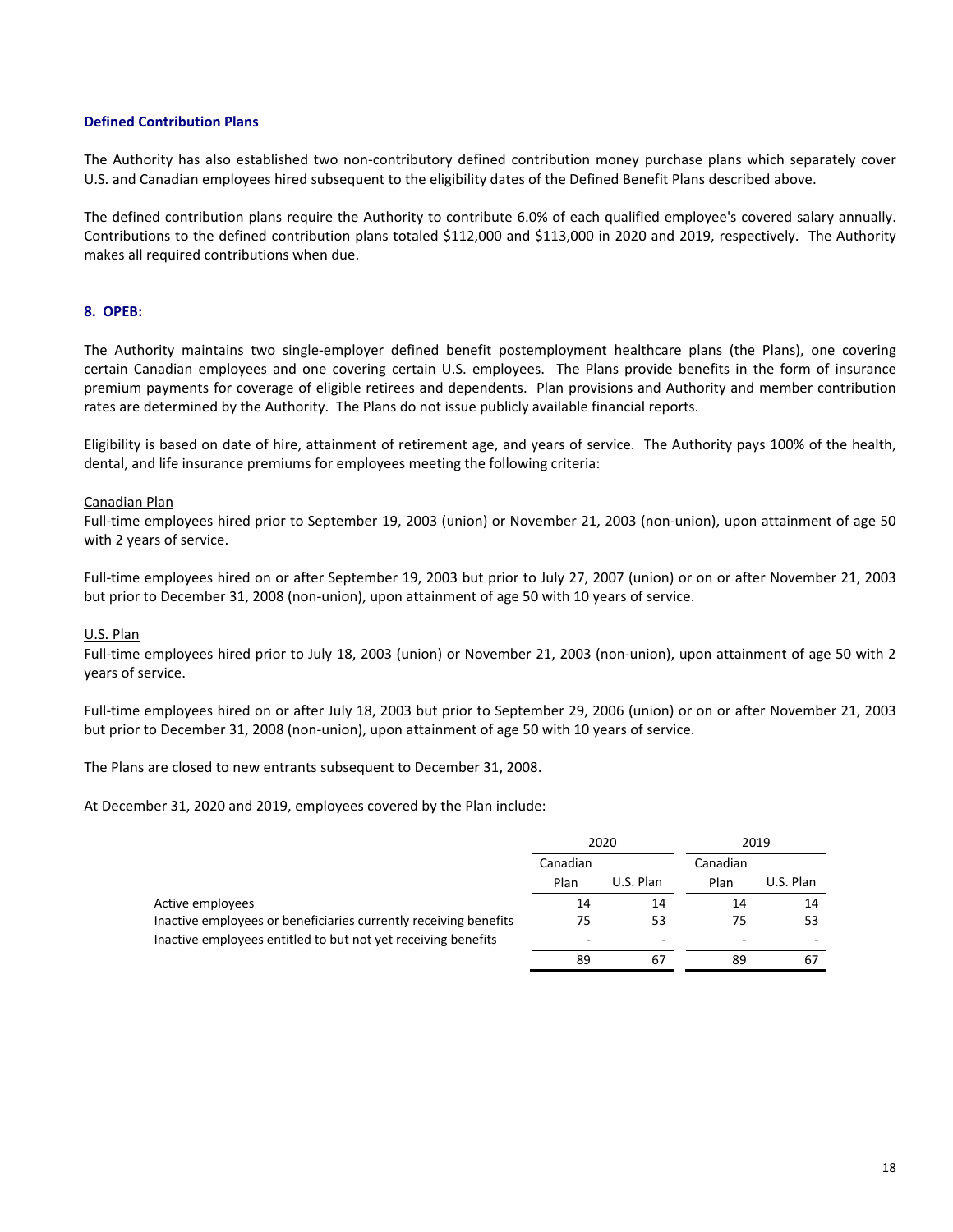### Defined Contribution Plans

The Authority has also established two non-contributory defined contribution money purchase plans which separately cover U.S. and Canadian employees hired subsequent to the eligibility dates of the Defined Benefit Plans described above.

The defined contribution plans require the Authority to contribute 6.0% of each qualified employee's covered salary annually. Contributions to the defined contribution plans totaled $112,000 and $113,000 in 2020 and 2019, respectively. The Authority makes all required contributions when due.

## 8. OPEB:

The Authority maintains two single-employer defined benefit postemployment healthcare plans (the Plans), one covering certain Canadian employees and one covering certain U.S. employees. The Plans provide benefits in the form of insurance premium payments for coverage of eligible retirees and dependents. Plan provisions and Authority and member contribution rates are determined by the Authority. The Plans do not issue publicly available financial reports.

Eligibility is based on date of hire, attainment of retirement age, and years of service. The Authority pays 100% of the health, dental, and life insurance premiums for employees meeting the following criteria:

Canadian Plan
Full-time employees hired prior to September 19, 2003 (union) or November 21, 2003 (non-union), upon attainment of age 50 with 2 years of service.

Full-time employees hired on or after September 19, 2003 but prior to July 27, 2007 (union) or on or after November 21, 2003 but prior to December 31, 2008 (non-union), upon attainment of age 50 with 10 years of service.

U.S. Plan
Full-time employees hired prior to July 18, 2003 (union) or November 21, 2003 (non-union), upon attainment of age 50 with 2 years of service.

Full-time employees hired on or after July 18, 2003 but prior to September 29, 2006 (union) or on or after November 21, 2003 but prior to December 31, 2008 (non-union), upon attainment of age 50 with 10 years of service.

The Plans are closed to new entrants subsequent to December 31, 2008.

At December 31, 2020 and 2019, employees covered by the Plan include:

| | 2020 | | 2019 | |
|---|---|---|---|---|
| | Canadian Plan | U.S. Plan | Canadian Plan | U.S. Plan |
| Active employees | 14 | 14 | 14 | 14 |
| Inactive employees or beneficiaries currently receiving benefits | 75 | 53 | 75 | 53 |
| Inactive employees entitled to but not yet receiving benefits | - | - | - | - |
| | 89 | 67 | 89 | 67 |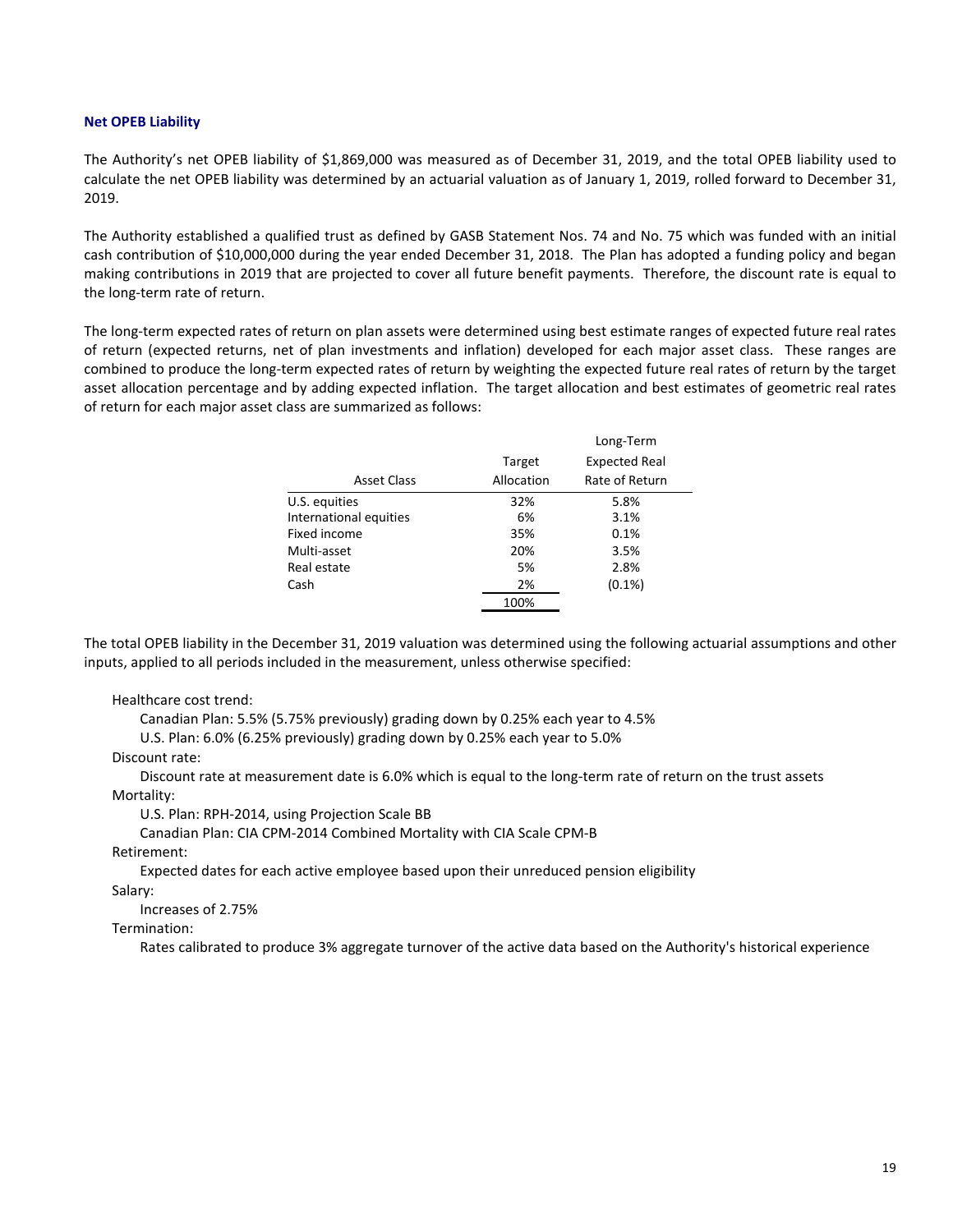### Net OPEB Liability

The Authority's net OPEB liability of $1,869,000 was measured as of December 31, 2019, and the total OPEB liability used to calculate the net OPEB liability was determined by an actuarial valuation as of January 1, 2019, rolled forward to December 31, 2019.

The Authority established a qualified trust as defined by GASB Statement Nos. 74 and No. 75 which was funded with an initial cash contribution of $10,000,000 during the year ended December 31, 2018. The Plan has adopted a funding policy and began making contributions in 2019 that are projected to cover all future benefit payments. Therefore, the discount rate is equal to the long-term rate of return.

The long-term expected rates of return on plan assets were determined using best estimate ranges of expected future real rates of return (expected returns, net of plan investments and inflation) developed for each major asset class. These ranges are combined to produce the long-term expected rates of return by weighting the expected future real rates of return by the target asset allocation percentage and by adding expected inflation. The target allocation and best estimates of geometric real rates of return for each major asset class are summarized as follows:

| Asset Class | Target Allocation | Long-Term Expected Real Rate of Return |
|---|---|---|
| U.S. equities | 32% | 5.8% |
| International equities | 6% | 3.1% |
| Fixed income | 35% | 0.1% |
| Multi-asset | 20% | 3.5% |
| Real estate | 5% | 2.8% |
| Cash | 2% | (0.1%) |
| | 100% | |

The total OPEB liability in the December 31, 2019 valuation was determined using the following actuarial assumptions and other inputs, applied to all periods included in the measurement, unless otherwise specified:

Healthcare cost trend:
- Canadian Plan: 5.5% (5.75% previously) grading down by 0.25% each year to 4.5%
- U.S. Plan: 6.0% (6.25% previously) grading down by 0.25% each year to 5.0%

Discount rate:
- Discount rate at measurement date is 6.0% which is equal to the long-term rate of return on the trust assets

Mortality:
- U.S. Plan: RPH-2014, using Projection Scale BB
- Canadian Plan: CIA CPM-2014 Combined Mortality with CIA Scale CPM-B

Retirement:
- Expected dates for each active employee based upon their unreduced pension eligibility

Salary:
- Increases of 2.75%

Termination:
- Rates calibrated to produce 3% aggregate turnover of the active data based on the Authority's historical experience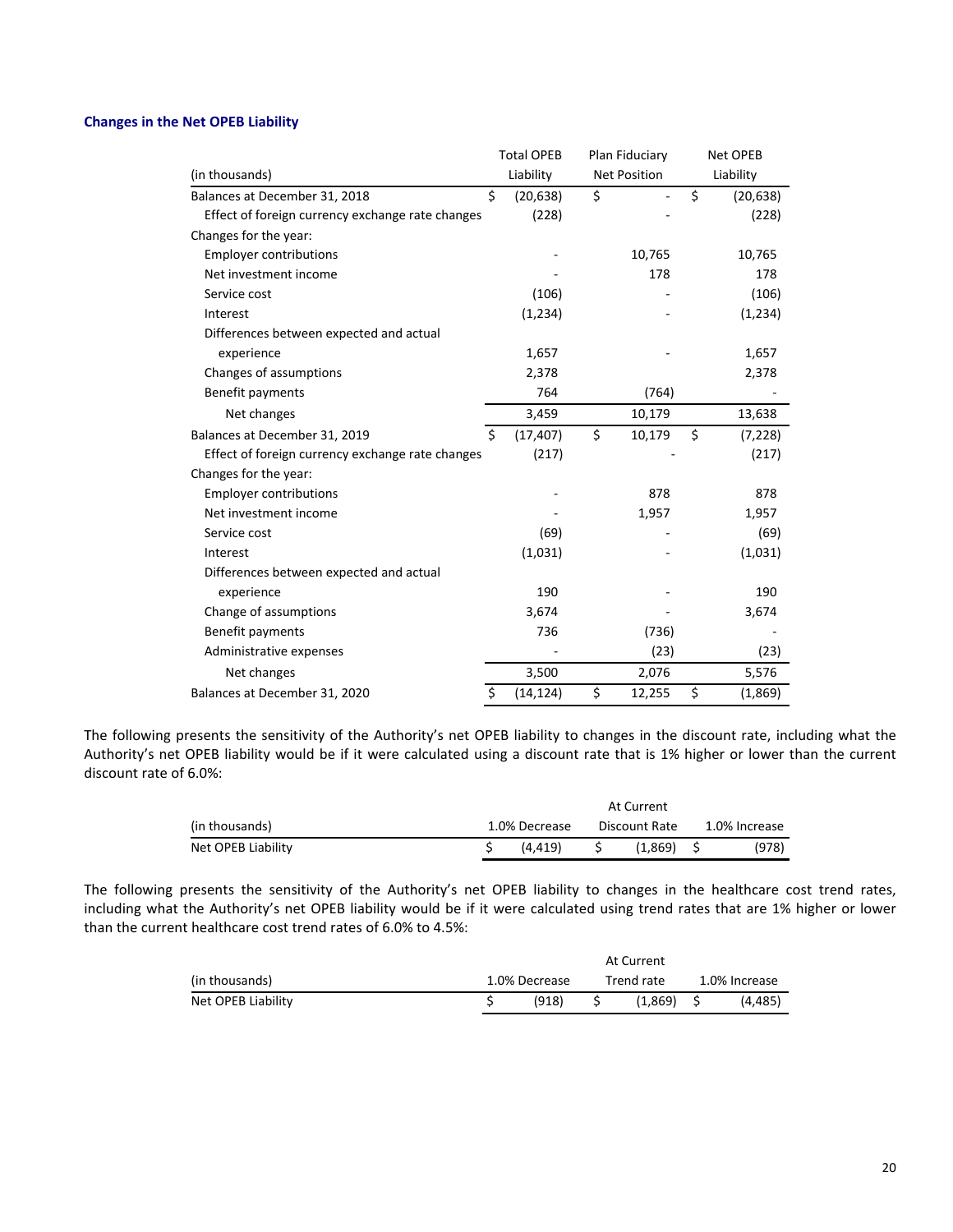### Changes in the Net OPEB Liability

| (in thousands) | Total OPEB Liability | Plan Fiduciary Net Position | Net OPEB Liability |
|---|---|---|---|
| Balances at December 31, 2018 | $ (20,638) | $ - | $ (20,638) |
| Effect of foreign currency exchange rate changes | (228) | - | (228) |
| Changes for the year: | | | |
| Employer contributions | - | 10,765 | 10,765 |
| Net investment income | - | 178 | 178 |
| Service cost | (106) | - | (106) |
| Interest | (1,234) | - | (1,234) |
| Differences between expected and actual experience | 1,657 | - | 1,657 |
| Changes of assumptions | 2,378 | | 2,378 |
| Benefit payments | 764 | (764) | - |
| Net changes | 3,459 | 10,179 | 13,638 |
| Balances at December 31, 2019 | $ (17,407) | $ 10,179 | $ (7,228) |
| Effect of foreign currency exchange rate changes | (217) | - | (217) |
| Changes for the year: | | | |
| Employer contributions | - | 878 | 878 |
| Net investment income | - | 1,957 | 1,957 |
| Service cost | (69) | - | (69) |
| Interest | (1,031) | - | (1,031) |
| Differences between expected and actual experience | 190 | - | 190 |
| Change of assumptions | 3,674 | - | 3,674 |
| Benefit payments | 736 | (736) | - |
| Administrative expenses | - | (23) | (23) |
| Net changes | 3,500 | 2,076 | 5,576 |
| Balances at December 31, 2020 | $ (14,124) | $ 12,255 | $ (1,869) |

The following presents the sensitivity of the Authority's net OPEB liability to changes in the discount rate, including what the Authority's net OPEB liability would be if it were calculated using a discount rate that is 1% higher or lower than the current discount rate of 6.0%:

| (in thousands) | 1.0% Decrease | At Current Discount Rate | 1.0% Increase |
|---|---|---|---|
| Net OPEB Liability | $ (4,419) | $ (1,869) | $ (978) |

The following presents the sensitivity of the Authority's net OPEB liability to changes in the healthcare cost trend rates, including what the Authority's net OPEB liability would be if it were calculated using trend rates that are 1% higher or lower than the current healthcare cost trend rates of 6.0% to 4.5%:

| (in thousands) | 1.0% Decrease | At Current Trend rate | 1.0% Increase |
|---|---|---|---|
| Net OPEB Liability | $ (918) | $ (1,869) | $ (4,485) |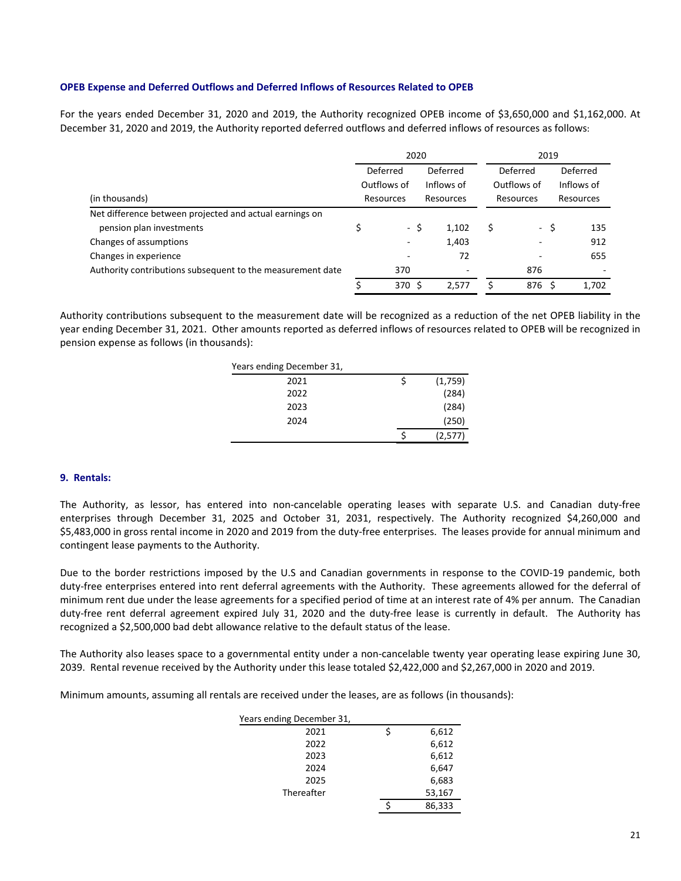### OPEB Expense and Deferred Outflows and Deferred Inflows of Resources Related to OPEB

For the years ended December 31, 2020 and 2019, the Authority recognized OPEB income of $3,650,000 and $1,162,000. At December 31, 2020 and 2019, the Authority reported deferred outflows and deferred inflows of resources as follows:

| | 2020 | | 2019 | |
|---|---|---|---|---|
| (in thousands) | Deferred Outflows of Resources | Deferred Inflows of Resources | Deferred Outflows of Resources | Deferred Inflows of Resources |
| Net difference between projected and actual earnings on pension plan investments | $ - | $ 1,102 | $ - | $ 135 |
| Changes of assumptions | - | 1,403 | - | 912 |
| Changes in experience | - | 72 | - | 655 |
| Authority contributions subsequent to the measurement date | 370 | - | 876 | - |
| | $ 370 | $ 2,577 | $ 876 | $ 1,702 |

Authority contributions subsequent to the measurement date will be recognized as a reduction of the net OPEB liability in the year ending December 31, 2021. Other amounts reported as deferred inflows of resources related to OPEB will be recognized in pension expense as follows (in thousands):

| Years ending December 31, | |
|---|---|
| 2021 | $ (1,759) |
| 2022 | (284) |
| 2023 | (284) |
| 2024 | (250) |
| | $ (2,577) |

### 9. Rentals:

The Authority, as lessor, has entered into non-cancelable operating leases with separate U.S. and Canadian duty-free enterprises through December 31, 2025 and October 31, 2031, respectively. The Authority recognized $4,260,000 and $5,483,000 in gross rental income in 2020 and 2019 from the duty-free enterprises. The leases provide for annual minimum and contingent lease payments to the Authority.

Due to the border restrictions imposed by the U.S and Canadian governments in response to the COVID-19 pandemic, both duty-free enterprises entered into rent deferral agreements with the Authority. These agreements allowed for the deferral of minimum rent due under the lease agreements for a specified period of time at an interest rate of 4% per annum. The Canadian duty-free rent deferral agreement expired July 31, 2020 and the duty-free lease is currently in default. The Authority has recognized a $2,500,000 bad debt allowance relative to the default status of the lease.

The Authority also leases space to a governmental entity under a non-cancelable twenty year operating lease expiring June 30, 2039. Rental revenue received by the Authority under this lease totaled $2,422,000 and $2,267,000 in 2020 and 2019.

Minimum amounts, assuming all rentals are received under the leases, are as follows (in thousands):

| Years ending December 31, | |
|---|---|
| 2021 | $ 6,612 |
| 2022 | 6,612 |
| 2023 | 6,612 |
| 2024 | 6,647 |
| 2025 | 6,683 |
| Thereafter | 53,167 |
| | $ 86,333 |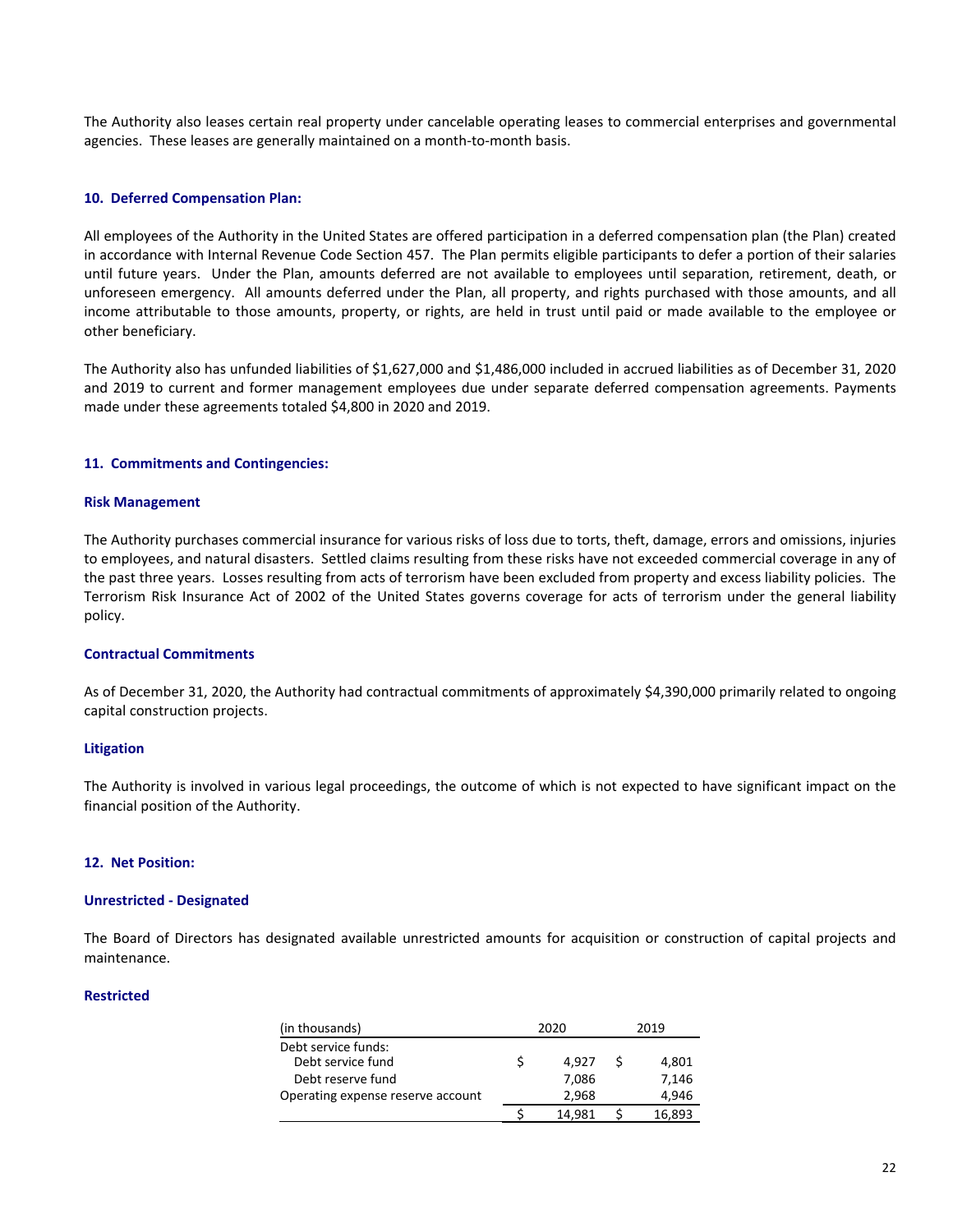The Authority also leases certain real property under cancelable operating leases to commercial enterprises and governmental agencies. These leases are generally maintained on a month-to-month basis.

## 10. Deferred Compensation Plan:

All employees of the Authority in the United States are offered participation in a deferred compensation plan (the Plan) created in accordance with Internal Revenue Code Section 457. The Plan permits eligible participants to defer a portion of their salaries until future years. Under the Plan, amounts deferred are not available to employees until separation, retirement, death, or unforeseen emergency. All amounts deferred under the Plan, all property, and rights purchased with those amounts, and all income attributable to those amounts, property, or rights, are held in trust until paid or made available to the employee or other beneficiary.

The Authority also has unfunded liabilities of $1,627,000 and $1,486,000 included in accrued liabilities as of December 31, 2020 and 2019 to current and former management employees due under separate deferred compensation agreements. Payments made under these agreements totaled $4,800 in 2020 and 2019.

## 11. Commitments and Contingencies:

### Risk Management

The Authority purchases commercial insurance for various risks of loss due to torts, theft, damage, errors and omissions, injuries to employees, and natural disasters. Settled claims resulting from these risks have not exceeded commercial coverage in any of the past three years. Losses resulting from acts of terrorism have been excluded from property and excess liability policies. The Terrorism Risk Insurance Act of 2002 of the United States governs coverage for acts of terrorism under the general liability policy.

### Contractual Commitments

As of December 31, 2020, the Authority had contractual commitments of approximately $4,390,000 primarily related to ongoing capital construction projects.

### Litigation

The Authority is involved in various legal proceedings, the outcome of which is not expected to have significant impact on the financial position of the Authority.

## 12. Net Position:

### Unrestricted - Designated

The Board of Directors has designated available unrestricted amounts for acquisition or construction of capital projects and maintenance.

### Restricted

| (in thousands) | 2020 | 2019 |
|---|---|---|
| Debt service funds: | | |
| Debt service fund | $ 4,927 | $ 4,801 |
| Debt reserve fund | 7,086 | 7,146 |
| Operating expense reserve account | 2,968 | 4,946 |
| | $ 14,981 | $ 16,893 |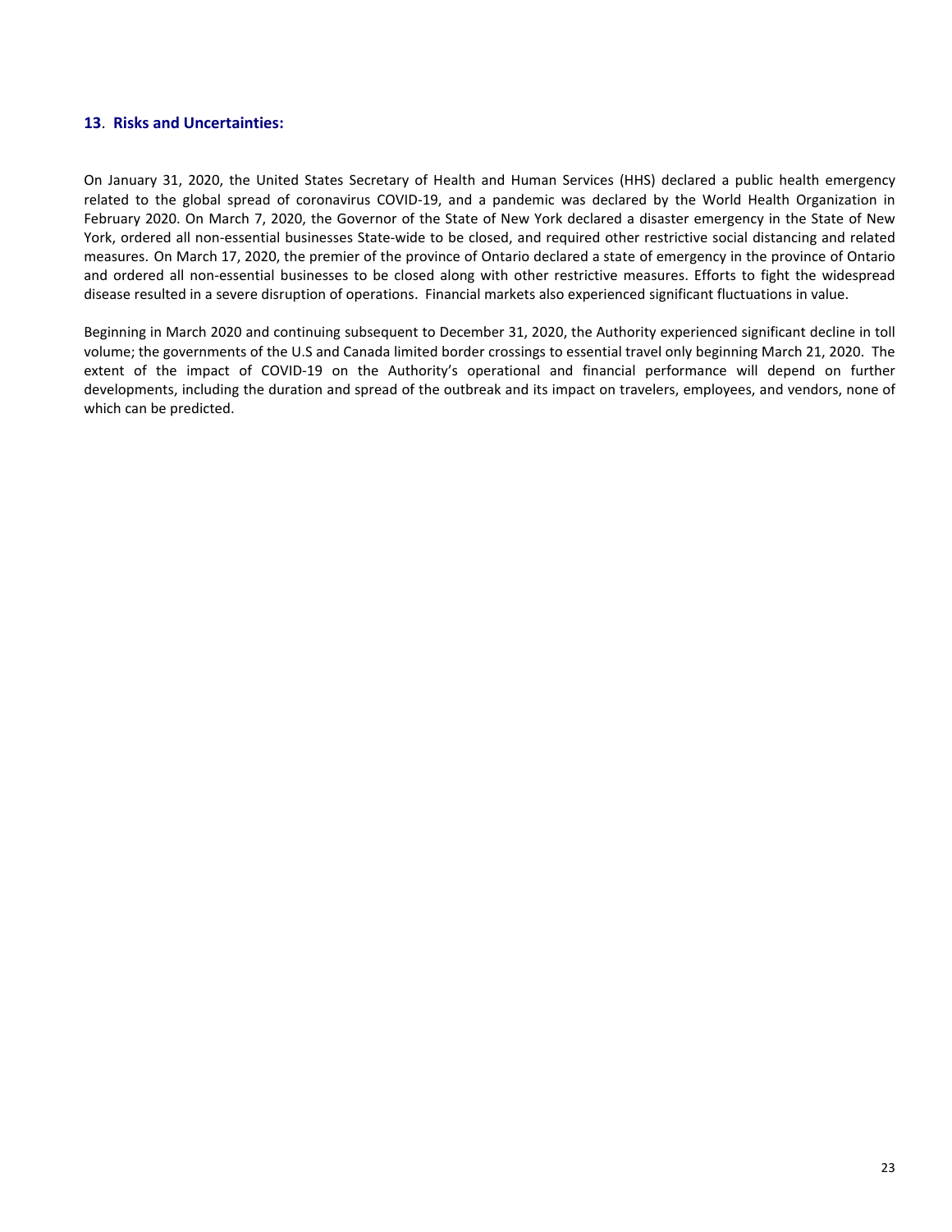## 13. Risks and Uncertainties:

On January 31, 2020, the United States Secretary of Health and Human Services (HHS) declared a public health emergency related to the global spread of coronavirus COVID-19, and a pandemic was declared by the World Health Organization in February 2020. On March 7, 2020, the Governor of the State of New York declared a disaster emergency in the State of New York, ordered all non-essential businesses State-wide to be closed, and required other restrictive social distancing and related measures. On March 17, 2020, the premier of the province of Ontario declared a state of emergency in the province of Ontario and ordered all non-essential businesses to be closed along with other restrictive measures. Efforts to fight the widespread disease resulted in a severe disruption of operations. Financial markets also experienced significant fluctuations in value.

Beginning in March 2020 and continuing subsequent to December 31, 2020, the Authority experienced significant decline in toll volume; the governments of the U.S and Canada limited border crossings to essential travel only beginning March 21, 2020. The extent of the impact of COVID-19 on the Authority's operational and financial performance will depend on further developments, including the duration and spread of the outbreak and its impact on travelers, employees, and vendors, none of which can be predicted.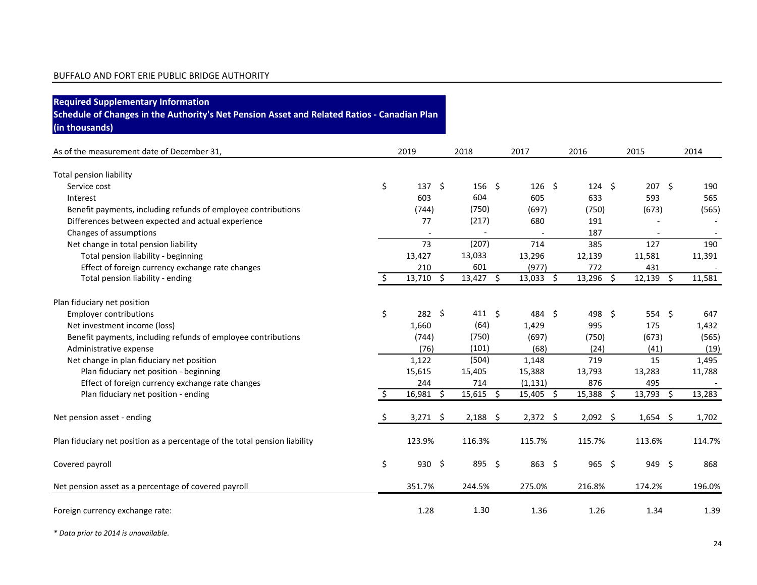BUFFALO AND FORT ERIE PUBLIC BRIDGE AUTHORITY

**Required Supplementary Information**
**Schedule of Changes in the Authority's Net Pension Asset and Related Ratios - Canadian Plan**
**(in thousands)**

| As of the measurement date of December 31, | 2019 | 2018 | 2017 | 2016 | 2015 | 2014 |
|---|---|---|---|---|---|---|
| **Total pension liability** | | | | | | |
| Service cost | $ 137 | $ 156 | $ 126 | $ 124 | $ 207 | $ 190 |
| Interest | 603 | 604 | 605 | 633 | 593 | 565 |
| Benefit payments, including refunds of employee contributions | (744) | (750) | (697) | (750) | (673) | (565) |
| Differences between expected and actual experience | 77 | (217) | 680 | 191 | - | - |
| Changes of assumptions | - | - | - | 187 | - | - |
| Net change in total pension liability | 73 | (207) | 714 | 385 | 127 | 190 |
| Total pension liability - beginning | 13,427 | 13,033 | 13,296 | 12,139 | 11,581 | 11,391 |
| Effect of foreign currency exchange rate changes | 210 | 601 | (977) | 772 | 431 | - |
| Total pension liability - ending | $ 13,710 | $ 13,427 | $ 13,033 | $ 13,296 | $ 12,139 | $ 11,581 |
| **Plan fiduciary net position** | | | | | | |
| Employer contributions | $ 282 | $ 411 | $ 484 | $ 498 | $ 554 | $ 647 |
| Net investment income (loss) | 1,660 | (64) | 1,429 | 995 | 175 | 1,432 |
| Benefit payments, including refunds of employee contributions | (744) | (750) | (697) | (750) | (673) | (565) |
| Administrative expense | (76) | (101) | (68) | (24) | (41) | (19) |
| Net change in plan fiduciary net position | 1,122 | (504) | 1,148 | 719 | 15 | 1,495 |
| Plan fiduciary net position - beginning | 15,615 | 15,405 | 15,388 | 13,793 | 13,283 | 11,788 |
| Effect of foreign currency exchange rate changes | 244 | 714 | (1,131) | 876 | 495 | - |
| Plan fiduciary net position - ending | $ 16,981 | $ 15,615 | $ 15,405 | $ 15,388 | $ 13,793 | $ 13,283 |
| Net pension asset - ending | $ 3,271 | $ 2,188 | $ 2,372 | $ 2,092 | $ 1,654 | $ 1,702 |
| Plan fiduciary net position as a percentage of the total pension liability | 123.9% | 116.3% | 115.7% | 115.7% | 113.6% | 114.7% |
| Covered payroll | $ 930 | $ 895 | $ 863 | $ 965 | $ 949 | $ 868 |
| Net pension asset as a percentage of covered payroll | 351.7% | 244.5% | 275.0% | 216.8% | 174.2% | 196.0% |
| Foreign currency exchange rate: | 1.28 | 1.30 | 1.36 | 1.26 | 1.34 | 1.39 |

*\* Data prior to 2014 is unavailable.*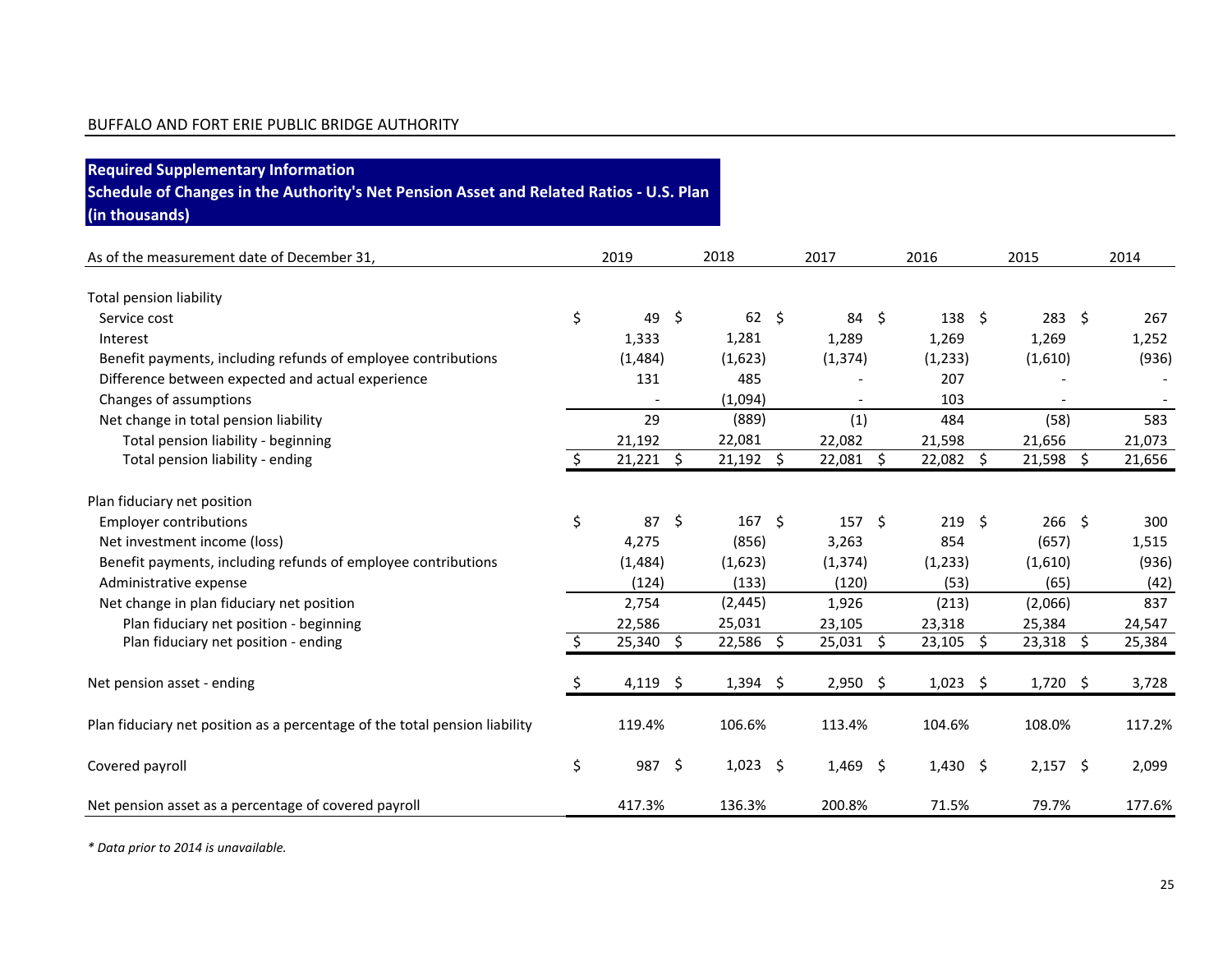BUFFALO AND FORT ERIE PUBLIC BRIDGE AUTHORITY

## Required Supplementary Information
## Schedule of Changes in the Authority's Net Pension Asset and Related Ratios - U.S. Plan
## (in thousands)

| As of the measurement date of December 31, | 2019 | 2018 | 2017 | 2016 | 2015 | 2014 |
|---|---|---|---|---|---|---|
| **Total pension liability** | | | | | | |
| Service cost | $ 49 | $ 62 | $ 84 | $ 138 | $ 283 | $ 267 |
| Interest | 1,333 | 1,281 | 1,289 | 1,269 | 1,269 | 1,252 |
| Benefit payments, including refunds of employee contributions | (1,484) | (1,623) | (1,374) | (1,233) | (1,610) | (936) |
| Difference between expected and actual experience | 131 | 485 | - | 207 | - | - |
| Changes of assumptions | - | (1,094) | - | 103 | - | - |
| Net change in total pension liability | 29 | (889) | (1) | 484 | (58) | 583 |
| Total pension liability - beginning | 21,192 | 22,081 | 22,082 | 21,598 | 21,656 | 21,073 |
| Total pension liability - ending | $ 21,221 | $ 21,192 | $ 22,081 | $ 22,082 | $ 21,598 | $ 21,656 |
| **Plan fiduciary net position** | | | | | | |
| Employer contributions | $ 87 | $ 167 | $ 157 | $ 219 | $ 266 | $ 300 |
| Net investment income (loss) | 4,275 | (856) | 3,263 | 854 | (657) | 1,515 |
| Benefit payments, including refunds of employee contributions | (1,484) | (1,623) | (1,374) | (1,233) | (1,610) | (936) |
| Administrative expense | (124) | (133) | (120) | (53) | (65) | (42) |
| Net change in plan fiduciary net position | 2,754 | (2,445) | 1,926 | (213) | (2,066) | 837 |
| Plan fiduciary net position - beginning | 22,586 | 25,031 | 23,105 | 23,318 | 25,384 | 24,547 |
| Plan fiduciary net position - ending | $ 25,340 | $ 22,586 | $ 25,031 | $ 23,105 | $ 23,318 | $ 25,384 |
| Net pension asset - ending | $ 4,119 | $ 1,394 | $ 2,950 | $ 1,023 | $ 1,720 | $ 3,728 |
| Plan fiduciary net position as a percentage of the total pension liability | 119.4% | 106.6% | 113.4% | 104.6% | 108.0% | 117.2% |
| Covered payroll | $ 987 | $ 1,023 | $ 1,469 | $ 1,430 | $ 2,157 | $ 2,099 |
| Net pension asset as a percentage of covered payroll | 417.3% | 136.3% | 200.8% | 71.5% | 79.7% | 177.6% |

*\* Data prior to 2014 is unavailable.*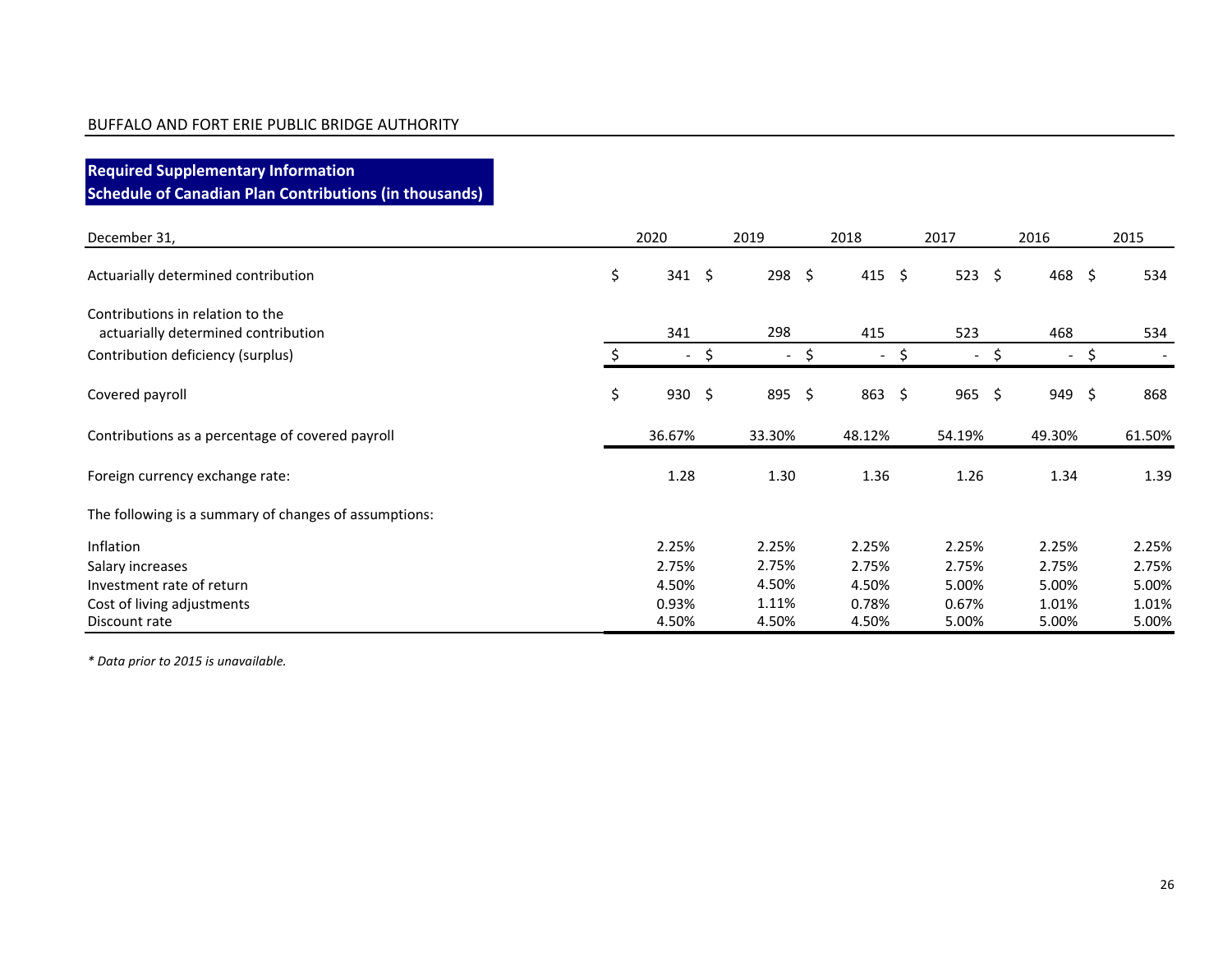BUFFALO AND FORT ERIE PUBLIC BRIDGE AUTHORITY

## Required Supplementary Information
## Schedule of Canadian Plan Contributions (in thousands)

| December 31, | 2020 | 2019 | 2018 | 2017 | 2016 | 2015 |
|---|---|---|---|---|---|---|
| Actuarially determined contribution | $ 341 | $ 298 | $ 415 | $ 523 | $ 468 | $ 534 |
| Contributions in relation to the actuarially determined contribution | 341 | 298 | 415 | 523 | 468 | 534 |
| Contribution deficiency (surplus) | $ - | $ - | $ - | $ - | $ - | $ - |
| Covered payroll | $ 930 | $ 895 | $ 863 | $ 965 | $ 949 | $ 868 |
| Contributions as a percentage of covered payroll | 36.67% | 33.30% | 48.12% | 54.19% | 49.30% | 61.50% |
| Foreign currency exchange rate: | 1.28 | 1.30 | 1.36 | 1.26 | 1.34 | 1.39 |
| The following is a summary of changes of assumptions: | | | | | | |
| Inflation | 2.25% | 2.25% | 2.25% | 2.25% | 2.25% | 2.25% |
| Salary increases | 2.75% | 2.75% | 2.75% | 2.75% | 2.75% | 2.75% |
| Investment rate of return | 4.50% | 4.50% | 4.50% | 5.00% | 5.00% | 5.00% |
| Cost of living adjustments | 0.93% | 1.11% | 0.78% | 0.67% | 1.01% | 1.01% |
| Discount rate | 4.50% | 4.50% | 4.50% | 5.00% | 5.00% | 5.00% |

*\* Data prior to 2015 is unavailable.*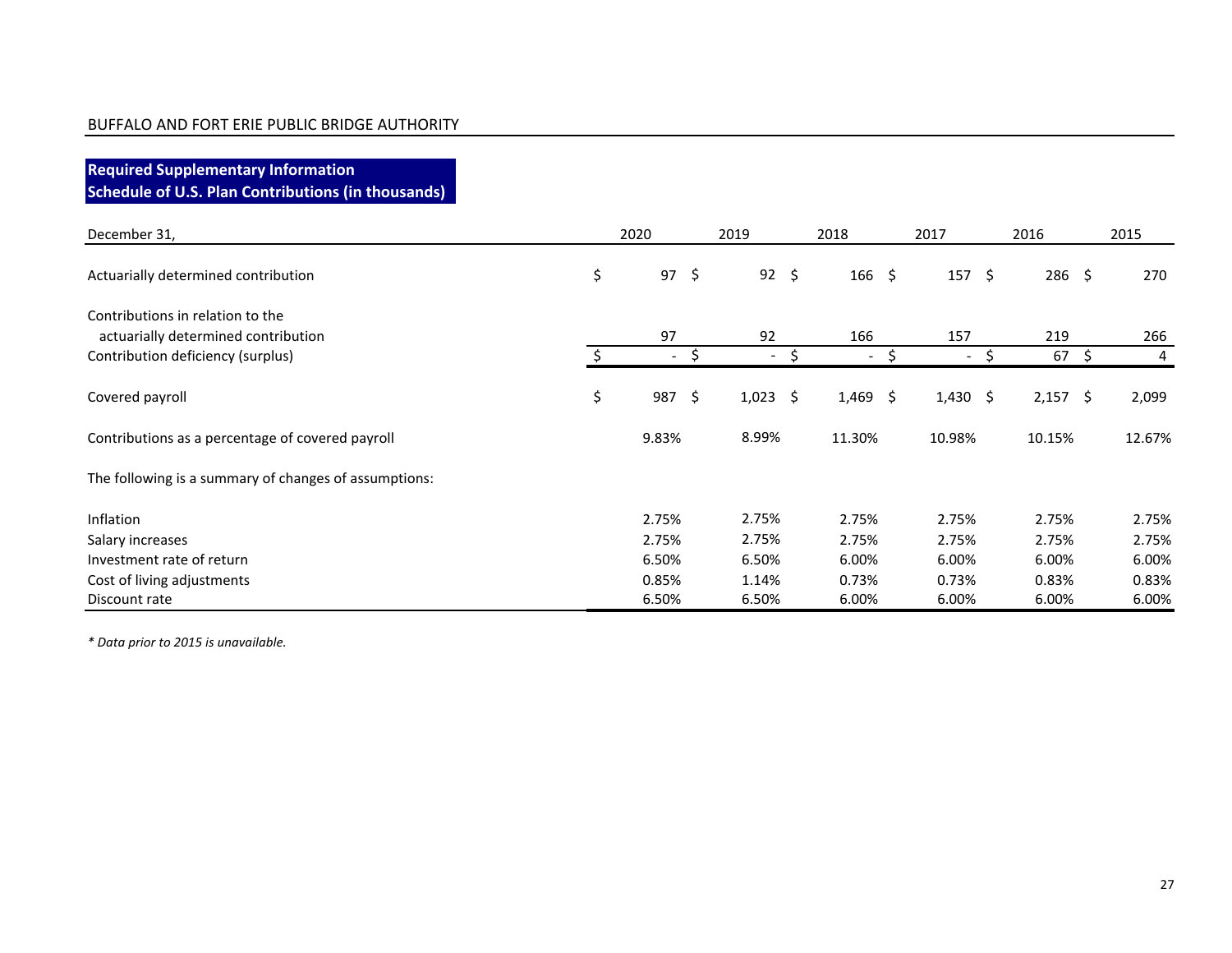BUFFALO AND FORT ERIE PUBLIC BRIDGE AUTHORITY

## Required Supplementary Information
## Schedule of U.S. Plan Contributions (in thousands)

| December 31, | 2020 | 2019 | 2018 | 2017 | 2016 | 2015 |
|---|---|---|---|---|---|---|
| Actuarially determined contribution | $ 97 | $ 92 | $ 166 | $ 157 | $ 286 | $ 270 |
| Contributions in relation to the actuarially determined contribution | 97 | 92 | 166 | 157 | 219 | 266 |
| Contribution deficiency (surplus) | $ - | $ - | $ - | $ - | $ 67 | $ 4 |
| Covered payroll | $ 987 | $ 1,023 | $ 1,469 | $ 1,430 | $ 2,157 | $ 2,099 |
| Contributions as a percentage of covered payroll | 9.83% | 8.99% | 11.30% | 10.98% | 10.15% | 12.67% |
| The following is a summary of changes of assumptions: | | | | | | |
| Inflation | 2.75% | 2.75% | 2.75% | 2.75% | 2.75% | 2.75% |
| Salary increases | 2.75% | 2.75% | 2.75% | 2.75% | 2.75% | 2.75% |
| Investment rate of return | 6.50% | 6.50% | 6.00% | 6.00% | 6.00% | 6.00% |
| Cost of living adjustments | 0.85% | 1.14% | 0.73% | 0.73% | 0.83% | 0.83% |
| Discount rate | 6.50% | 6.50% | 6.00% | 6.00% | 6.00% | 6.00% |

*\* Data prior to 2015 is unavailable.*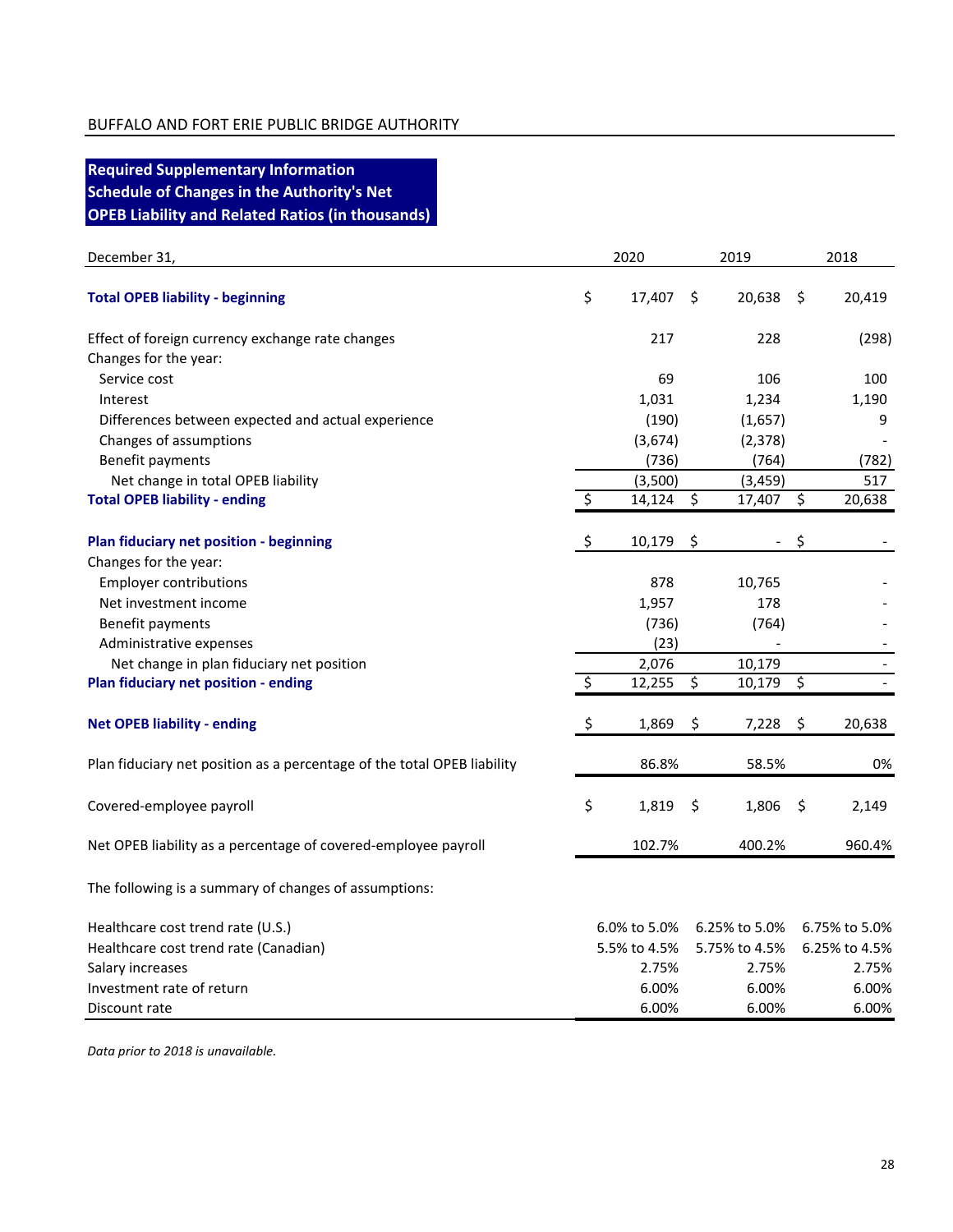BUFFALO AND FORT ERIE PUBLIC BRIDGE AUTHORITY

## Required Supplementary Information
## Schedule of Changes in the Authority's Net OPEB Liability and Related Ratios (in thousands)

| December 31, | 2020 | 2019 | 2018 |
|---|---|---|---|
| **Total OPEB liability - beginning** | $ 17,407 | $ 20,638 | $ 20,419 |
| Effect of foreign currency exchange rate changes | 217 | 228 | (298) |
| Changes for the year: | | | |
| Service cost | 69 | 106 | 100 |
| Interest | 1,031 | 1,234 | 1,190 |
| Differences between expected and actual experience | (190) | (1,657) | 9 |
| Changes of assumptions | (3,674) | (2,378) | - |
| Benefit payments | (736) | (764) | (782) |
| Net change in total OPEB liability | (3,500) | (3,459) | 517 |
| **Total OPEB liability - ending** | $ 14,124 | $ 17,407 | $ 20,638 |
| **Plan fiduciary net position - beginning** | $ 10,179 | $ - | $ - |
| Changes for the year: | | | |
| Employer contributions | 878 | 10,765 | - |
| Net investment income | 1,957 | 178 | - |
| Benefit payments | (736) | (764) | - |
| Administrative expenses | (23) | - | - |
| Net change in plan fiduciary net position | 2,076 | 10,179 | - |
| **Plan fiduciary net position - ending** | $ 12,255 | $ 10,179 | $ - |
| **Net OPEB liability - ending** | $ 1,869 | $ 7,228 | $ 20,638 |
| Plan fiduciary net position as a percentage of the total OPEB liability | 86.8% | 58.5% | 0% |
| Covered-employee payroll | $ 1,819 | $ 1,806 | $ 2,149 |
| Net OPEB liability as a percentage of covered-employee payroll | 102.7% | 400.2% | 960.4% |

The following is a summary of changes of assumptions:

| | | | |
|---|---|---|---|
| Healthcare cost trend rate (U.S.) | 6.0% to 5.0% | 6.25% to 5.0% | 6.75% to 5.0% |
| Healthcare cost trend rate (Canadian) | 5.5% to 4.5% | 5.75% to 4.5% | 6.25% to 4.5% |
| Salary increases | 2.75% | 2.75% | 2.75% |
| Investment rate of return | 6.00% | 6.00% | 6.00% |
| Discount rate | 6.00% | 6.00% | 6.00% |

*Data prior to 2018 is unavailable.*